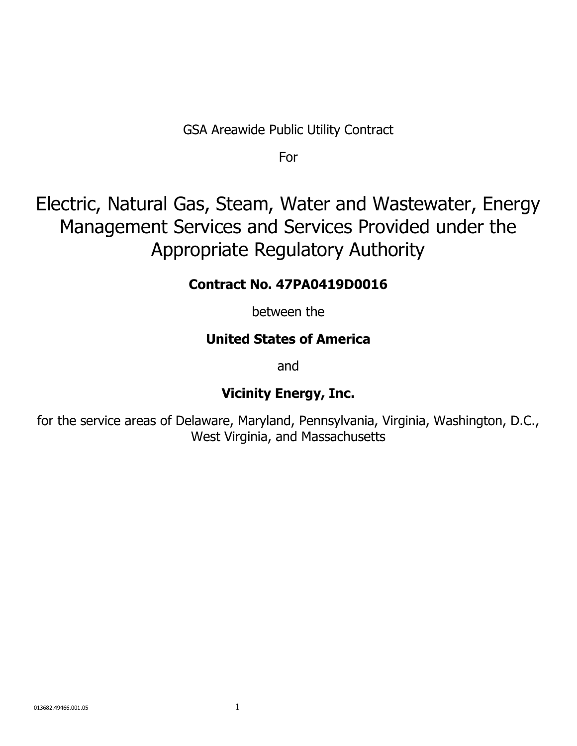GSA Areawide Public Utility Contract

For

# Electric, Natural Gas, Steam, Water and Wastewater, Energy Management Services and Services Provided under the Appropriate Regulatory Authority

**Contract No. 47PA0419D0016**

between the

**United States of America**

and

**Vicinity Energy, Inc.**

for the service areas of Delaware, Maryland, Pennsylvania, Virginia, Washington, D.C., West Virginia, and Massachusetts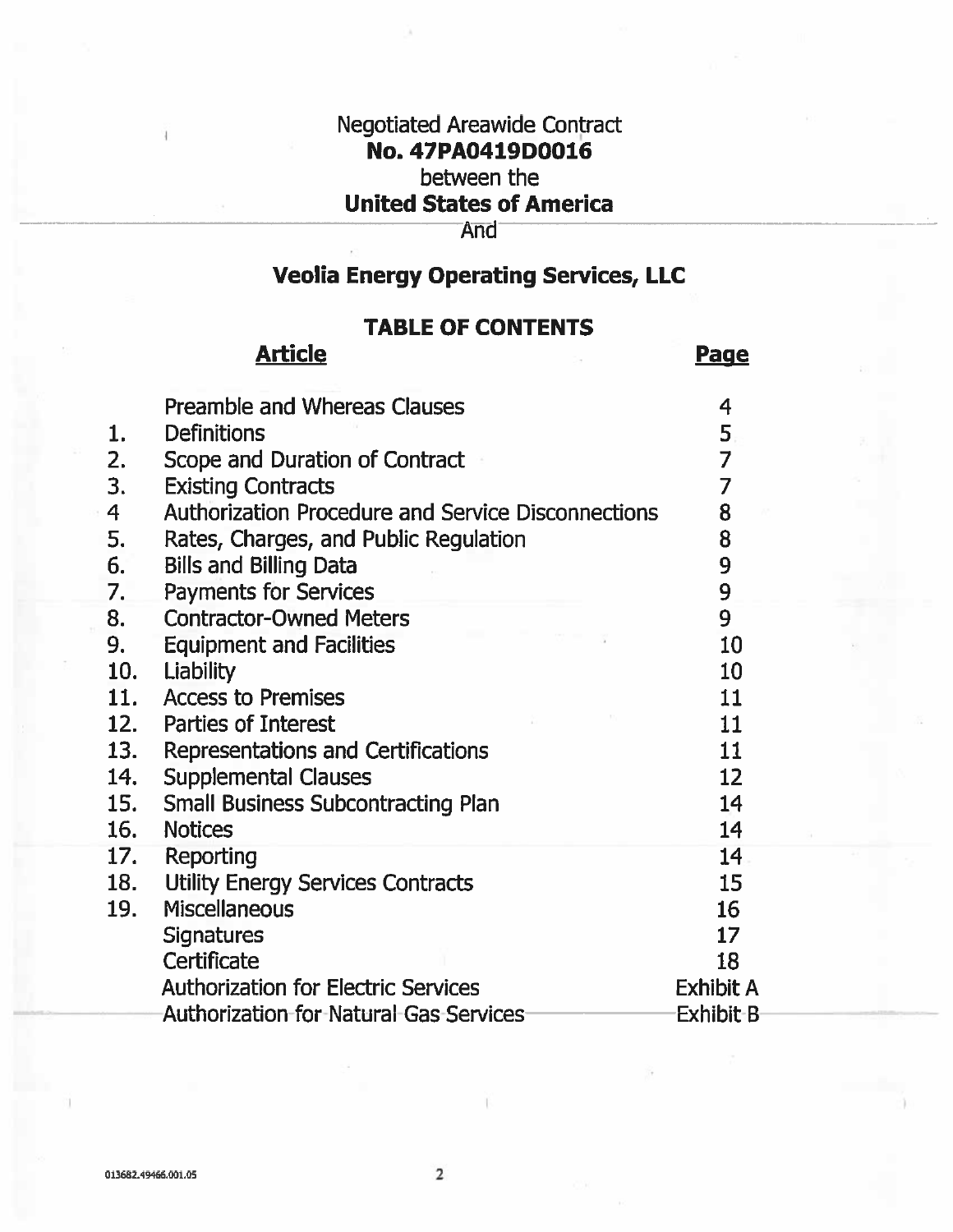Negotiated Areawide Contract
**No. 47PA0419D0016**
between the
**United States of America**
And

**Veolia Energy Operating Services, LLC**

## TABLE OF CONTENTS

| | **Article** | **Page** |
|---|---|---|
| | Preamble and Whereas Clauses | 4 |
| 1. | Definitions | 5 |
| 2. | Scope and Duration of Contract | 7 |
| 3. | Existing Contracts | 7 |
| 4 | Authorization Procedure and Service Disconnections | 8 |
| 5. | Rates, Charges, and Public Regulation | 8 |
| 6. | Bills and Billing Data | 9 |
| 7. | Payments for Services | 9 |
| 8. | Contractor-Owned Meters | 9 |
| 9. | Equipment and Facilities | 10 |
| 10. | Liability | 10 |
| 11. | Access to Premises | 11 |
| 12. | Parties of Interest | 11 |
| 13. | Representations and Certifications | 11 |
| 14. | Supplemental Clauses | 12 |
| 15. | Small Business Subcontracting Plan | 14 |
| 16. | Notices | 14 |
| 17. | Reporting | 14 |
| 18. | Utility Energy Services Contracts | 15 |
| 19. | Miscellaneous | 16 |
| | Signatures | 17 |
| | Certificate | 18 |
| | Authorization for Electric Services | Exhibit A |
| | Authorization for Natural Gas Services | Exhibit B |

013682.49466.001.05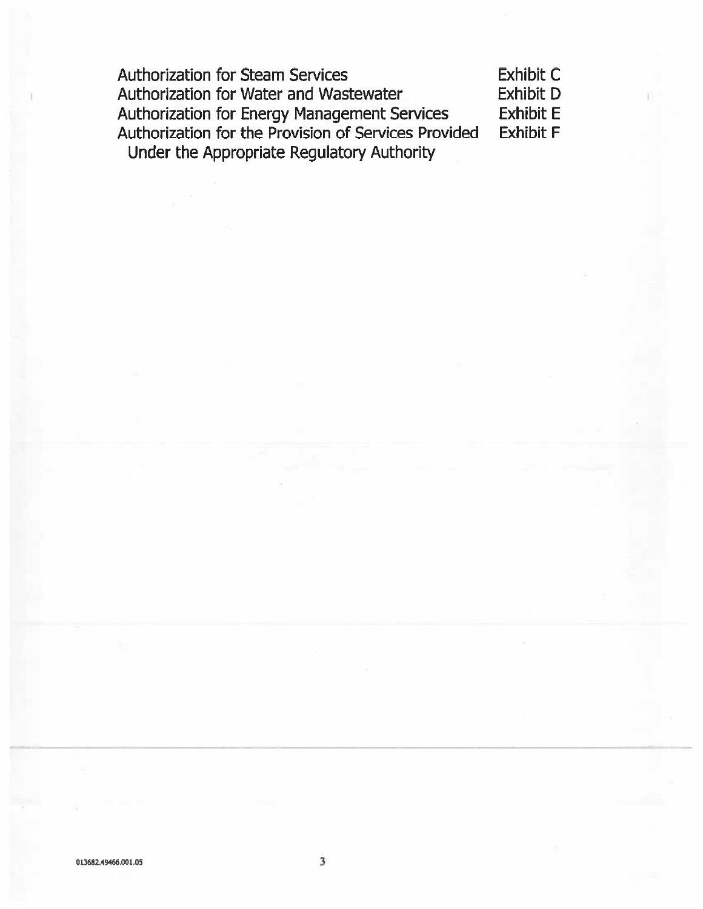| | |
|---|---|
| Authorization for Steam Services | Exhibit C |
| Authorization for Water and Wastewater | Exhibit D |
| Authorization for Energy Management Services | Exhibit E |
| Authorization for the Provision of Services Provided Under the Appropriate Regulatory Authority | Exhibit F |

013682.49466.001.05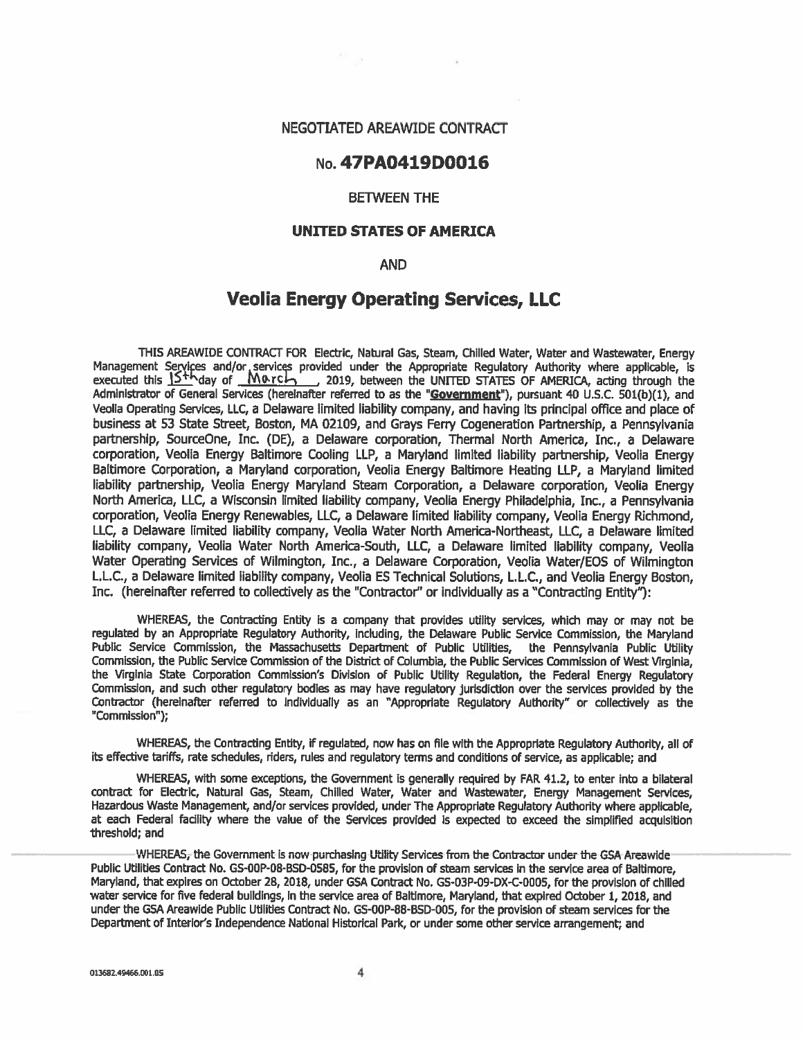NEGOTIATED AREAWIDE CONTRACT

## No. 47PA0419D0016

BETWEEN THE

**UNITED STATES OF AMERICA**

AND

# Veolia Energy Operating Services, LLC

THIS AREAWIDE CONTRACT FOR Electric, Natural Gas, Steam, Chilled Water, Water and Wastewater, Energy Management Services and/or services provided under the Appropriate Regulatory Authority where applicable, is executed this 15th day of March, 2019, between the UNITED STATES OF AMERICA, acting through the Administrator of General Services (hereinafter referred to as the "**Government**"), pursuant 40 U.S.C. 501(b)(1), and Veolia Operating Services, LLC, a Delaware limited liability company, and having its principal office and place of business at 53 State Street, Boston, MA 02109, and Grays Ferry Cogeneration Partnership, a Pennsylvania partnership, SourceOne, Inc. (DE), a Delaware corporation, Thermal North America, Inc., a Delaware corporation, Veolia Energy Baltimore Cooling LLP, a Maryland limited liability partnership, Veolia Energy Baltimore Corporation, a Maryland corporation, Veolia Energy Baltimore Heating LLP, a Maryland limited liability partnership, Veolia Energy Maryland Steam Corporation, a Delaware corporation, Veolia Energy North America, LLC, a Wisconsin limited liability company, Veolia Energy Philadelphia, Inc., a Pennsylvania corporation, Veolia Energy Renewables, LLC, a Delaware limited liability company, Veolia Energy Richmond, LLC, a Delaware limited liability company, Veolia Water North America-Northeast, LLC, a Delaware limited liability company, Veolia Water North America-South, LLC, a Delaware limited liability company, Veolia Water Operating Services of Wilmington, Inc., a Delaware Corporation, Veolia Water/EOS of Wilmington L.L.C., a Delaware limited liability company, Veolia ES Technical Solutions, L.L.C., and Veolia Energy Boston, Inc. (hereinafter referred to collectively as the "Contractor" or individually as a "Contracting Entity"):

WHEREAS, the Contracting Entity is a company that provides utility services, which may or may not be regulated by an Appropriate Regulatory Authority, including, the Delaware Public Service Commission, the Maryland Public Service Commission, the Massachusetts Department of Public Utilities, the Pennsylvania Public Utility Commission, the Public Service Commission of the District of Columbia, the Public Services Commission of West Virginia, the Virginia State Corporation Commission's Division of Public Utility Regulation, the Federal Energy Regulatory Commission, and such other regulatory bodies as may have regulatory jurisdiction over the services provided by the Contractor (hereinafter referred to individually as an "Appropriate Regulatory Authority" or collectively as the "Commission");

WHEREAS, the Contracting Entity, if regulated, now has on file with the Appropriate Regulatory Authority, all of its effective tariffs, rate schedules, riders, rules and regulatory terms and conditions of service, as applicable; and

WHEREAS, with some exceptions, the Government is generally required by FAR 41.2, to enter into a bilateral contract for Electric, Natural Gas, Steam, Chilled Water, Water and Wastewater, Energy Management Services, Hazardous Waste Management, and/or services provided, under The Appropriate Regulatory Authority where applicable, at each Federal facility where the value of the Services provided is expected to exceed the simplified acquisition threshold; and

WHEREAS, the Government is now purchasing Utility Services from the Contractor under the GSA Areawide Public Utilities Contract No. GS-00P-08-BSD-0585, for the provision of steam services in the service area of Baltimore, Maryland, that expires on October 28, 2018, under GSA Contract No. GS-03P-09-DX-C-0005, for the provision of chilled water service for five federal buildings, in the service area of Baltimore, Maryland, that expired October 1, 2018, and under the GSA Areawide Public Utilities Contract No. GS-00P-88-BSD-005, for the provision of steam services for the Department of Interior's Independence National Historical Park, or under some other service arrangement; and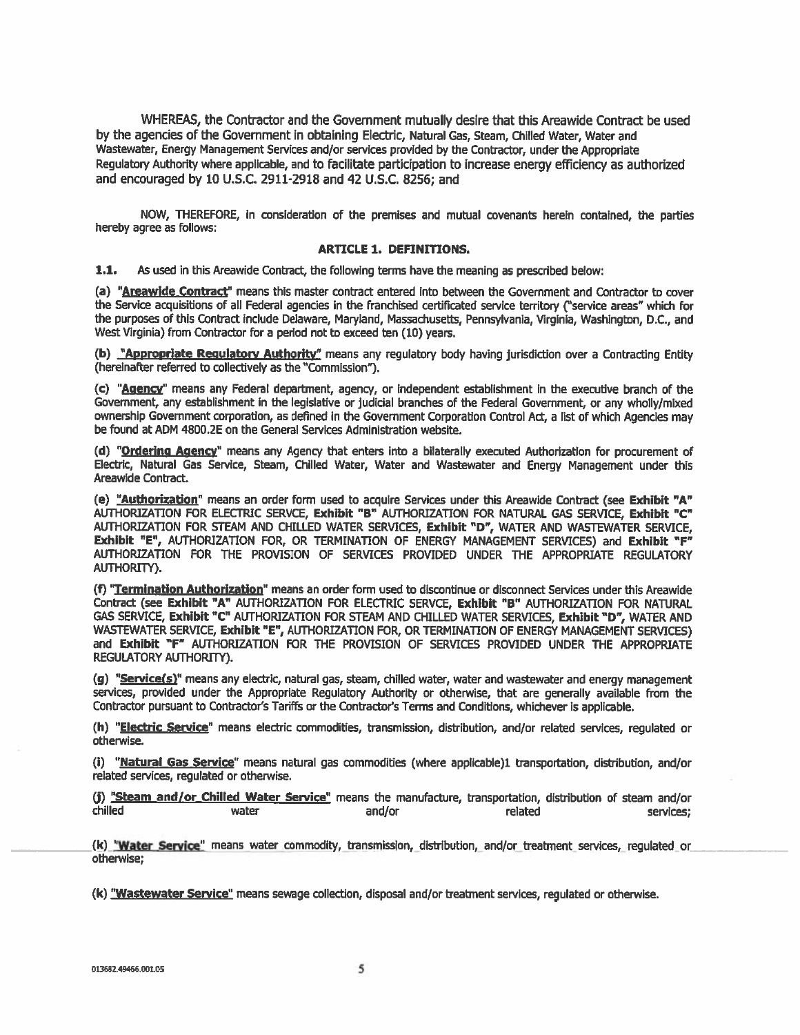WHEREAS, the Contractor and the Government mutually desire that this Areawide Contract be used by the agencies of the Government in obtaining Electric, Natural Gas, Steam, Chilled Water, Water and Wastewater, Energy Management Services and/or services provided by the Contractor, under the Appropriate Regulatory Authority where applicable, and to facilitate participation to increase energy efficiency as authorized and encouraged by 10 U.S.C. 2911-2918 and 42 U.S.C. 8256; and

NOW, THEREFORE, in consideration of the premises and mutual covenants herein contained, the parties hereby agree as follows:

## ARTICLE 1. DEFINITIONS.

**1.1.** As used in this Areawide Contract, the following terms have the meaning as prescribed below:

(a) "**Areawide Contract**" means this master contract entered into between the Government and Contractor to cover the Service acquisitions of all Federal agencies in the franchised certificated service territory ("service areas" which for the purposes of this Contract include Delaware, Maryland, Massachusetts, Pennsylvania, Virginia, Washington, D.C., and West Virginia) from Contractor for a period not to exceed ten (10) years.

(b) "**Appropriate Regulatory Authority**" means any regulatory body having jurisdiction over a Contracting Entity (hereinafter referred to collectively as the "Commission").

(c) "**Agency**" means any Federal department, agency, or independent establishment in the executive branch of the Government, any establishment in the legislative or judicial branches of the Federal Government, or any wholly/mixed ownership Government corporation, as defined in the Government Corporation Control Act, a list of which Agencies may be found at ADM 4800.2E on the General Services Administration website.

(d) "**Ordering Agency**" means any Agency that enters into a bilaterally executed Authorization for procurement of Electric, Natural Gas Service, Steam, Chilled Water, Water and Wastewater and Energy Management under this Areawide Contract.

(e) "**Authorization**" means an order form used to acquire Services under this Areawide Contract (see **Exhibit "A"** AUTHORIZATION FOR ELECTRIC SERVCE, **Exhibit "B"** AUTHORIZATION FOR NATURAL GAS SERVICE, **Exhibit "C"** AUTHORIZATION FOR STEAM AND CHILLED WATER SERVICES, **Exhibit "D"**, WATER AND WASTEWATER SERVICE, **Exhibit "E"**, AUTHORIZATION FOR, OR TERMINATION OF ENERGY MANAGEMENT SERVICES) and **Exhibit "F"** AUTHORIZATION FOR THE PROVISION OF SERVICES PROVIDED UNDER THE APPROPRIATE REGULATORY AUTHORITY).

(f) "**Termination Authorization**" means an order form used to discontinue or disconnect Services under this Areawide Contract (see **Exhibit "A"** AUTHORIZATION FOR ELECTRIC SERVCE, **Exhibit "B"** AUTHORIZATION FOR NATURAL GAS SERVICE, **Exhibit "C"** AUTHORIZATION FOR STEAM AND CHILLED WATER SERVICES, **Exhibit "D"**, WATER AND WASTEWATER SERVICE, **Exhibit "E"**, AUTHORIZATION FOR, OR TERMINATION OF ENERGY MANAGEMENT SERVICES) and **Exhibit "F"** AUTHORIZATION FOR THE PROVISION OF SERVICES PROVIDED UNDER THE APPROPRIATE REGULATORY AUTHORITY).

(g) "**Service(s)**" means any electric, natural gas, steam, chilled water, water and wastewater and energy management services, provided under the Appropriate Regulatory Authority or otherwise, that are generally available from the Contractor pursuant to Contractor's Tariffs or the Contractor's Terms and Conditions, whichever is applicable.

(h) "**Electric Service**" means electric commodities, transmission, distribution, and/or related services, regulated or otherwise.

(i) "**Natural Gas Service**" means natural gas commodities (where applicable)1 transportation, distribution, and/or related services, regulated or otherwise.

(j) "**Steam and/or Chilled Water Service**" means the manufacture, transportation, distribution of steam and/or chilled water and/or related services;

(k) "**Water Service**" means water commodity, transmission, distribution, and/or treatment services, regulated or otherwise;

(k) "**Wastewater Service**" means sewage collection, disposal and/or treatment services, regulated or otherwise.

013682.49466.001.05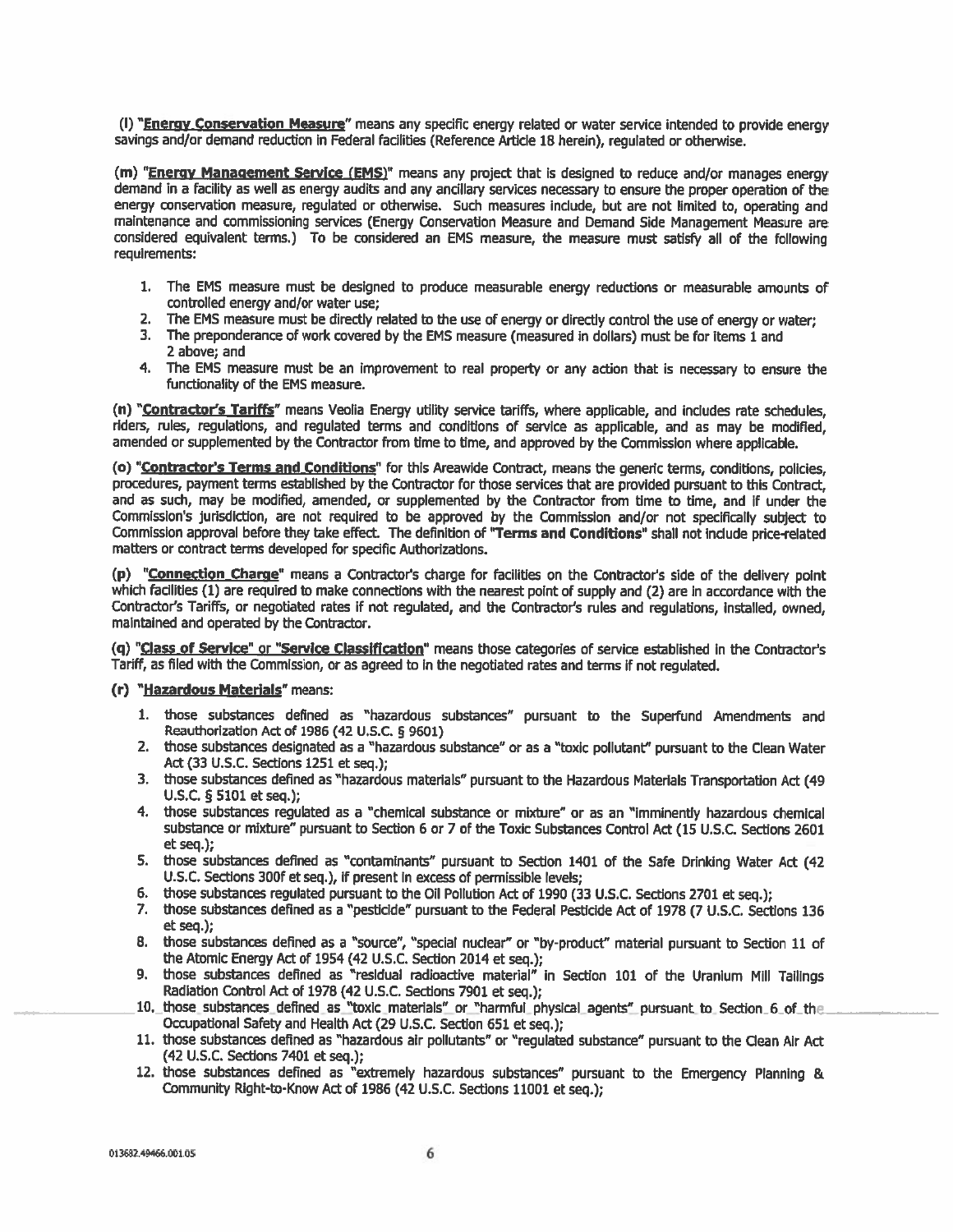(l) "**Energy Conservation Measure**" means any specific energy related or water service intended to provide energy savings and/or demand reduction in Federal facilities (Reference Article 18 herein), regulated or otherwise.

(m) "**Energy Management Service (EMS)**" means any project that is designed to reduce and/or manages energy demand in a facility as well as energy audits and any ancillary services necessary to ensure the proper operation of the energy conservation measure, regulated or otherwise. Such measures include, but are not limited to, operating and maintenance and commissioning services (Energy Conservation Measure and Demand Side Management Measure are considered equivalent terms.) To be considered an EMS measure, the measure must satisfy all of the following requirements:

1. The EMS measure must be designed to produce measurable energy reductions or measurable amounts of controlled energy and/or water use;
2. The EMS measure must be directly related to the use of energy or directly control the use of energy or water;
3. The preponderance of work covered by the EMS measure (measured in dollars) must be for items 1 and 2 above; and
4. The EMS measure must be an improvement to real property or any action that is necessary to ensure the functionality of the EMS measure.

(n) "**Contractor's Tariffs**" means Veolia Energy utility service tariffs, where applicable, and includes rate schedules, riders, rules, regulations, and regulated terms and conditions of service as applicable, and as may be modified, amended or supplemented by the Contractor from time to time, and approved by the Commission where applicable.

(o) "**Contractor's Terms and Conditions**" for this Areawide Contract, means the generic terms, conditions, policies, procedures, payment terms established by the Contractor for those services that are provided pursuant to this Contract, and as such, may be modified, amended, or supplemented by the Contractor from time to time, and if under the Commission's jurisdiction, are not required to be approved by the Commission and/or not specifically subject to Commission approval before they take effect. The definition of "**Terms and Conditions**" shall not include price-related matters or contract terms developed for specific Authorizations.

(p) "**Connection Charge**" means a Contractor's charge for facilities on the Contractor's side of the delivery point which facilities (1) are required to make connections with the nearest point of supply and (2) are in accordance with the Contractor's Tariffs, or negotiated rates if not regulated, and the Contractor's rules and regulations, installed, owned, maintained and operated by the Contractor.

(q) "**Class of Service**" or "**Service Classification**" means those categories of service established in the Contractor's Tariff, as filed with the Commission, or as agreed to in the negotiated rates and terms if not regulated.

(r) "**Hazardous Materials**" means:

1. those substances defined as "hazardous substances" pursuant to the Superfund Amendments and Reauthorization Act of 1986 (42 U.S.C. § 9601)
2. those substances designated as a "hazardous substance" or as a "toxic pollutant" pursuant to the Clean Water Act (33 U.S.C. Sections 1251 et seq.);
3. those substances defined as "hazardous materials" pursuant to the Hazardous Materials Transportation Act (49 U.S.C. § 5101 et seq.);
4. those substances regulated as a "chemical substance or mixture" or as an "imminently hazardous chemical substance or mixture" pursuant to Section 6 or 7 of the Toxic Substances Control Act (15 U.S.C. Sections 2601 et seq.);
5. those substances defined as "contaminants" pursuant to Section 1401 of the Safe Drinking Water Act (42 U.S.C. Sections 300f et seq.), if present in excess of permissible levels;
6. those substances regulated pursuant to the Oil Pollution Act of 1990 (33 U.S.C. Sections 2701 et seq.);
7. those substances defined as a "pesticide" pursuant to the Federal Pesticide Act of 1978 (7 U.S.C. Sections 136 et seq.);
8. those substances defined as a "source", "special nuclear" or "by-product" material pursuant to Section 11 of the Atomic Energy Act of 1954 (42 U.S.C. Section 2014 et seq.);
9. those substances defined as "residual radioactive material" in Section 101 of the Uranium Mill Tailings Radiation Control Act of 1978 (42 U.S.C. Sections 7901 et seq.);
10. those substances defined as "toxic materials" or "harmful physical agents" pursuant to Section 6 of the Occupational Safety and Health Act (29 U.S.C. Section 651 et seq.);
11. those substances defined as "hazardous air pollutants" or "regulated substance" pursuant to the Clean Air Act (42 U.S.C. Sections 7401 et seq.);
12. those substances defined as "extremely hazardous substances" pursuant to the Emergency Planning & Community Right-to-Know Act of 1986 (42 U.S.C. Sections 11001 et seq.);

013682.49466.001.05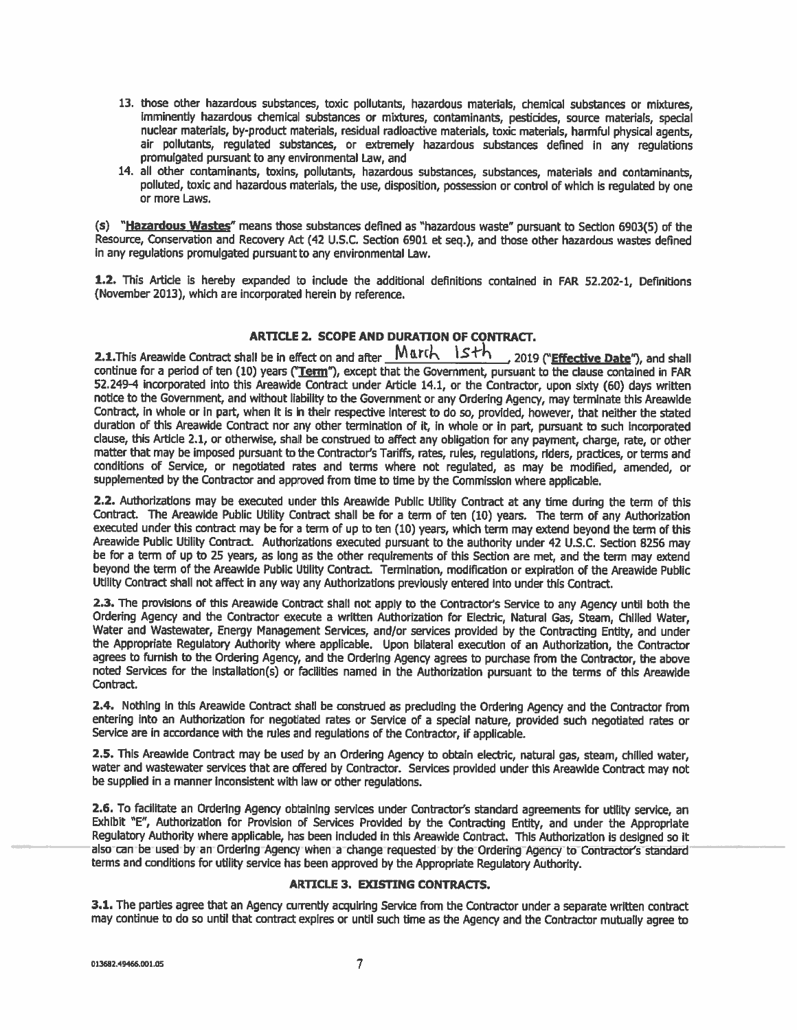13. those other hazardous substances, toxic pollutants, hazardous materials, chemical substances or mixtures, imminently hazardous chemical substances or mixtures, contaminants, pesticides, source materials, special nuclear materials, by-product materials, residual radioactive materials, toxic materials, harmful physical agents, air pollutants, regulated substances, or extremely hazardous substances defined in any regulations promulgated pursuant to any environmental Law, and
14. all other contaminants, toxins, pollutants, hazardous substances, substances, materials and contaminants, polluted, toxic and hazardous materials, the use, disposition, possession or control of which is regulated by one or more Laws.

(s) "**Hazardous Wastes**" means those substances defined as "hazardous waste" pursuant to Section 6903(5) of the Resource, Conservation and Recovery Act (42 U.S.C. Section 6901 et seq.), and those other hazardous wastes defined in any regulations promulgated pursuant to any environmental Law.

**1.2.** This Article is hereby expanded to include the additional definitions contained in FAR 52.202-1, Definitions (November 2013), which are incorporated herein by reference.

## ARTICLE 2. SCOPE AND DURATION OF CONTRACT.

**2.1.** This Areawide Contract shall be in effect on and after March 15th, 2019 ("**Effective Date**"), and shall continue for a period of ten (10) years ("**Term**"), except that the Government, pursuant to the clause contained in FAR 52.249-4 incorporated into this Areawide Contract under Article 14.1, or the Contractor, upon sixty (60) days written notice to the Government, and without liability to the Government or any Ordering Agency, may terminate this Areawide Contract, in whole or in part, when it is in their respective interest to do so, provided, however, that neither the stated duration of this Areawide Contract nor any other termination of it, in whole or in part, pursuant to such incorporated clause, this Article 2.1, or otherwise, shall be construed to affect any obligation for any payment, charge, rate, or other matter that may be imposed pursuant to the Contractor's Tariffs, rates, rules, regulations, riders, practices, or terms and conditions of Service, or negotiated rates and terms where not regulated, as may be modified, amended, or supplemented by the Contractor and approved from time to time by the Commission where applicable.

**2.2.** Authorizations may be executed under this Areawide Public Utility Contract at any time during the term of this Contract. The Areawide Public Utility Contract shall be for a term of ten (10) years. The term of any Authorization executed under this contract may be for a term of up to ten (10) years, which term may extend beyond the term of this Areawide Public Utility Contract. Authorizations executed pursuant to the authority under 42 U.S.C. Section 8256 may be for a term of up to 25 years, as long as the other requirements of this Section are met, and the term may extend beyond the term of the Areawide Public Utility Contract. Termination, modification or expiration of the Areawide Public Utility Contract shall not affect in any way any Authorizations previously entered into under this Contract.

**2.3.** The provisions of this Areawide Contract shall not apply to the Contractor's Service to any Agency until both the Ordering Agency and the Contractor execute a written Authorization for Electric, Natural Gas, Steam, Chilled Water, Water and Wastewater, Energy Management Services, and/or services provided by the Contracting Entity, and under the Appropriate Regulatory Authority where applicable. Upon bilateral execution of an Authorization, the Contractor agrees to furnish to the Ordering Agency, and the Ordering Agency agrees to purchase from the Contractor, the above noted Services for the installation(s) or facilities named in the Authorization pursuant to the terms of this Areawide Contract.

**2.4.** Nothing in this Areawide Contract shall be construed as precluding the Ordering Agency and the Contractor from entering into an Authorization for negotiated rates or Service of a special nature, provided such negotiated rates or Service are in accordance with the rules and regulations of the Contractor, if applicable.

**2.5.** This Areawide Contract may be used by an Ordering Agency to obtain electric, natural gas, steam, chilled water, water and wastewater services that are offered by Contractor. Services provided under this Areawide Contract may not be supplied in a manner inconsistent with law or other regulations.

**2.6.** To facilitate an Ordering Agency obtaining services under Contractor's standard agreements for utility service, an Exhibit "E", Authorization for Provision of Services Provided by the Contracting Entity, and under the Appropriate Regulatory Authority where applicable, has been included in this Areawide Contract. This Authorization is designed so it also can be used by an Ordering Agency when a change requested by the Ordering Agency to Contractor's standard terms and conditions for utility service has been approved by the Appropriate Regulatory Authority.

## ARTICLE 3. EXISTING CONTRACTS.

**3.1.** The parties agree that an Agency currently acquiring Service from the Contractor under a separate written contract may continue to do so until that contract expires or until such time as the Agency and the Contractor mutually agree to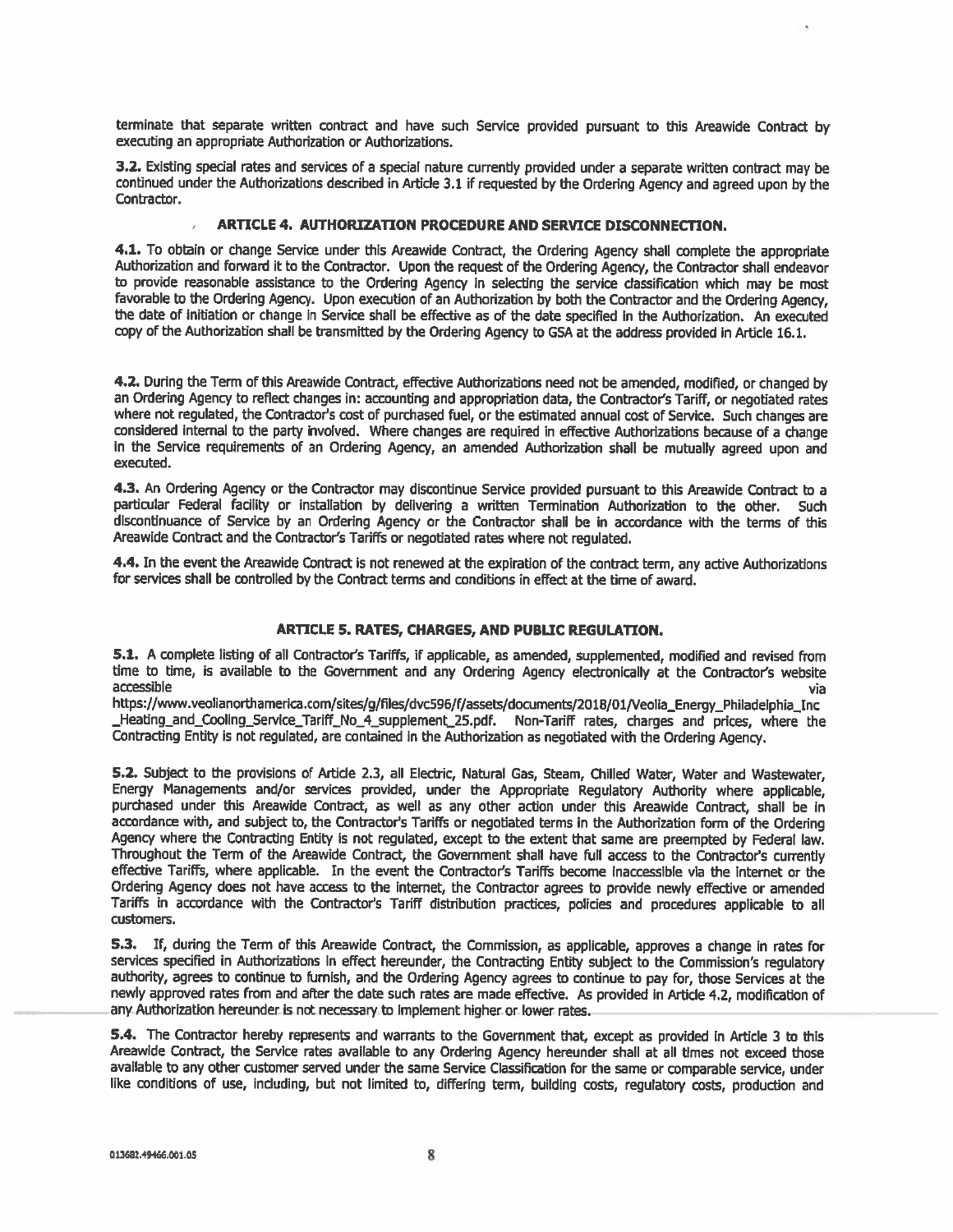terminate that separate written contract and have such Service provided pursuant to this Areawide Contract by executing an appropriate Authorization or Authorizations.

**3.2.** Existing special rates and services of a special nature currently provided under a separate written contract may be continued under the Authorizations described in Article 3.1 if requested by the Ordering Agency and agreed upon by the Contractor.

## ARTICLE 4. AUTHORIZATION PROCEDURE AND SERVICE DISCONNECTION.

**4.1.** To obtain or change Service under this Areawide Contract, the Ordering Agency shall complete the appropriate Authorization and forward it to the Contractor. Upon the request of the Ordering Agency, the Contractor shall endeavor to provide reasonable assistance to the Ordering Agency in selecting the service classification which may be most favorable to the Ordering Agency. Upon execution of an Authorization by both the Contractor and the Ordering Agency, the date of initiation or change in Service shall be effective as of the date specified in the Authorization. An executed copy of the Authorization shall be transmitted by the Ordering Agency to GSA at the address provided in Article 16.1.

**4.2.** During the Term of this Areawide Contract, effective Authorizations need not be amended, modified, or changed by an Ordering Agency to reflect changes in: accounting and appropriation data, the Contractor's Tariff, or negotiated rates where not regulated, the Contractor's cost of purchased fuel, or the estimated annual cost of Service. Such changes are considered internal to the party involved. Where changes are required in effective Authorizations because of a change in the Service requirements of an Ordering Agency, an amended Authorization shall be mutually agreed upon and executed.

**4.3.** An Ordering Agency or the Contractor may discontinue Service provided pursuant to this Areawide Contract to a particular Federal facility or installation by delivering a written Termination Authorization to the other. Such discontinuance of Service by an Ordering Agency or the Contractor shall be in accordance with the terms of this Areawide Contract and the Contractor's Tariffs or negotiated rates where not regulated.

**4.4.** In the event the Areawide Contract is not renewed at the expiration of the contract term, any active Authorizations for services shall be controlled by the Contract terms and conditions in effect at the time of award.

## ARTICLE 5. RATES, CHARGES, AND PUBLIC REGULATION.

**5.1.** A complete listing of all Contractor's Tariffs, if applicable, as amended, supplemented, modified and revised from time to time, is available to the Government and any Ordering Agency electronically at the Contractor's website accessible via https://www.veolianorthamerica.com/sites/g/files/dvc596/f/assets/documents/2018/01/Veolia_Energy_Philadelphia_Inc_Heating_and_Cooling_Service_Tariff_No_4_supplement_25.pdf. Non-Tariff rates, charges and prices, where the Contracting Entity is not regulated, are contained in the Authorization as negotiated with the Ordering Agency.

**5.2.** Subject to the provisions of Article 2.3, all Electric, Natural Gas, Steam, Chilled Water, Water and Wastewater, Energy Managements and/or services provided, under the Appropriate Regulatory Authority where applicable, purchased under this Areawide Contract, as well as any other action under this Areawide Contract, shall be in accordance with, and subject to, the Contractor's Tariffs or negotiated terms in the Authorization form of the Ordering Agency where the Contracting Entity is not regulated, except to the extent that same are preempted by Federal law. Throughout the Term of the Areawide Contract, the Government shall have full access to the Contractor's currently effective Tariffs, where applicable. In the event the Contractor's Tariffs become inaccessible via the internet or the Ordering Agency does not have access to the internet, the Contractor agrees to provide newly effective or amended Tariffs in accordance with the Contractor's Tariff distribution practices, policies and procedures applicable to all customers.

**5.3.** If, during the Term of this Areawide Contract, the Commission, as applicable, approves a change in rates for services specified in Authorizations in effect hereunder, the Contracting Entity subject to the Commission's regulatory authority, agrees to continue to furnish, and the Ordering Agency agrees to continue to pay for, those Services at the newly approved rates from and after the date such rates are made effective. As provided in Article 4.2, modification of any Authorization hereunder is not necessary to implement higher or lower rates.

**5.4.** The Contractor hereby represents and warrants to the Government that, except as provided in Article 3 to this Areawide Contract, the Service rates available to any Ordering Agency hereunder shall at all times not exceed those available to any other customer served under the same Service Classification for the same or comparable service, under like conditions of use, including, but not limited to, differing term, building costs, regulatory costs, production and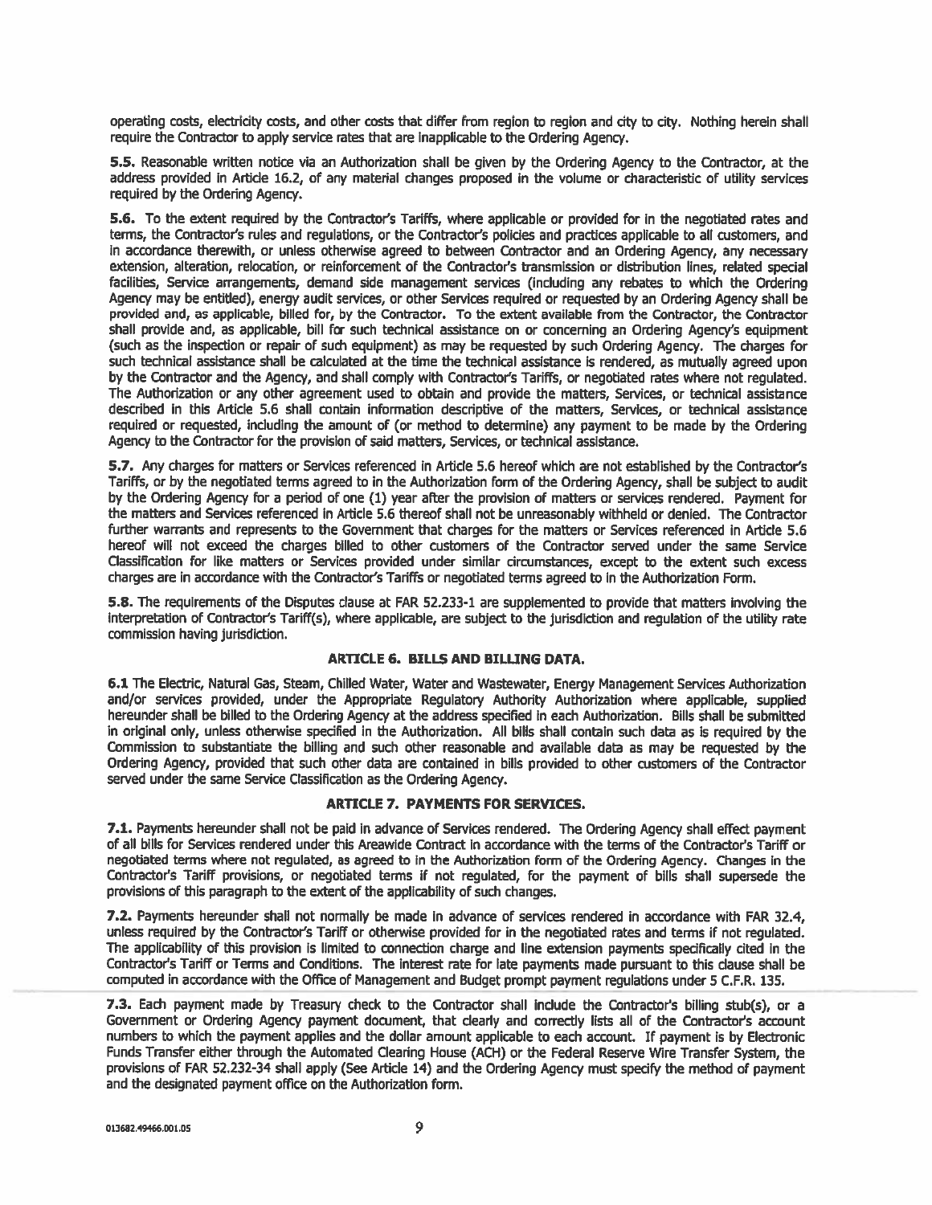operating costs, electricity costs, and other costs that differ from region to region and city to city. Nothing herein shall require the Contractor to apply service rates that are inapplicable to the Ordering Agency.

**5.5.** Reasonable written notice via an Authorization shall be given by the Ordering Agency to the Contractor, at the address provided in Article 16.2, of any material changes proposed in the volume or characteristic of utility services required by the Ordering Agency.

**5.6.** To the extent required by the Contractor's Tariffs, where applicable or provided for in the negotiated rates and terms, the Contractor's rules and regulations, or the Contractor's policies and practices applicable to all customers, and in accordance therewith, or unless otherwise agreed to between Contractor and an Ordering Agency, any necessary extension, alteration, relocation, or reinforcement of the Contractor's transmission or distribution lines, related special facilities, Service arrangements, demand side management services (including any rebates to which the Ordering Agency may be entitled), energy audit services, or other Services required or requested by an Ordering Agency shall be provided and, as applicable, billed for, by the Contractor. To the extent available from the Contractor, the Contractor shall provide and, as applicable, bill for such technical assistance on or concerning an Ordering Agency's equipment (such as the inspection or repair of such equipment) as may be requested by such Ordering Agency. The charges for such technical assistance shall be calculated at the time the technical assistance is rendered, as mutually agreed upon by the Contractor and the Agency, and shall comply with Contractor's Tariffs, or negotiated rates where not regulated. The Authorization or any other agreement used to obtain and provide the matters, Services, or technical assistance described in this Article 5.6 shall contain information descriptive of the matters, Services, or technical assistance required or requested, including the amount of (or method to determine) any payment to be made by the Ordering Agency to the Contractor for the provision of said matters, Services, or technical assistance.

**5.7.** Any charges for matters or Services referenced in Article 5.6 hereof which are not established by the Contractor's Tariffs, or by the negotiated terms agreed to in the Authorization form of the Ordering Agency, shall be subject to audit by the Ordering Agency for a period of one (1) year after the provision of matters or services rendered. Payment for the matters and Services referenced in Article 5.6 thereof shall not be unreasonably withheld or denied. The Contractor further warrants and represents to the Government that charges for the matters or Services referenced in Article 5.6 hereof will not exceed the charges billed to other customers of the Contractor served under the same Service Classification for like matters or Services provided under similar circumstances, except to the extent such excess charges are in accordance with the Contractor's Tariffs or negotiated terms agreed to in the Authorization Form.

**5.8.** The requirements of the Disputes clause at FAR 52.233-1 are supplemented to provide that matters involving the interpretation of Contractor's Tariff(s), where applicable, are subject to the jurisdiction and regulation of the utility rate commission having jurisdiction.

## ARTICLE 6. BILLS AND BILLING DATA.

**6.1** The Electric, Natural Gas, Steam, Chilled Water, Water and Wastewater, Energy Management Services Authorization and/or services provided, under the Appropriate Regulatory Authority Authorization where applicable, supplied hereunder shall be billed to the Ordering Agency at the address specified in each Authorization. Bills shall be submitted in original only, unless otherwise specified in the Authorization. All bills shall contain such data as is required by the Commission to substantiate the billing and such other reasonable and available data as may be requested by the Ordering Agency, provided that such other data are contained in bills provided to other customers of the Contractor served under the same Service Classification as the Ordering Agency.

## ARTICLE 7. PAYMENTS FOR SERVICES.

**7.1.** Payments hereunder shall not be paid in advance of Services rendered. The Ordering Agency shall effect payment of all bills for Services rendered under this Areawide Contract in accordance with the terms of the Contractor's Tariff or negotiated terms where not regulated, as agreed to in the Authorization form of the Ordering Agency. Changes in the Contractor's Tariff provisions, or negotiated terms if not regulated, for the payment of bills shall supersede the provisions of this paragraph to the extent of the applicability of such changes.

**7.2.** Payments hereunder shall not normally be made in advance of services rendered in accordance with FAR 32.4, unless required by the Contractor's Tariff or otherwise provided for in the negotiated rates and terms if not regulated. The applicability of this provision is limited to connection charge and line extension payments specifically cited in the Contractor's Tariff or Terms and Conditions. The interest rate for late payments made pursuant to this clause shall be computed in accordance with the Office of Management and Budget prompt payment regulations under 5 C.F.R. 135.

**7.3.** Each payment made by Treasury check to the Contractor shall include the Contractor's billing stub(s), or a Government or Ordering Agency payment document, that clearly and correctly lists all of the Contractor's account numbers to which the payment applies and the dollar amount applicable to each account. If payment is by Electronic Funds Transfer either through the Automated Clearing House (ACH) or the Federal Reserve Wire Transfer System, the provisions of FAR 52.232-34 shall apply (See Article 14) and the Ordering Agency must specify the method of payment and the designated payment office on the Authorization form.

013682.49466.001.05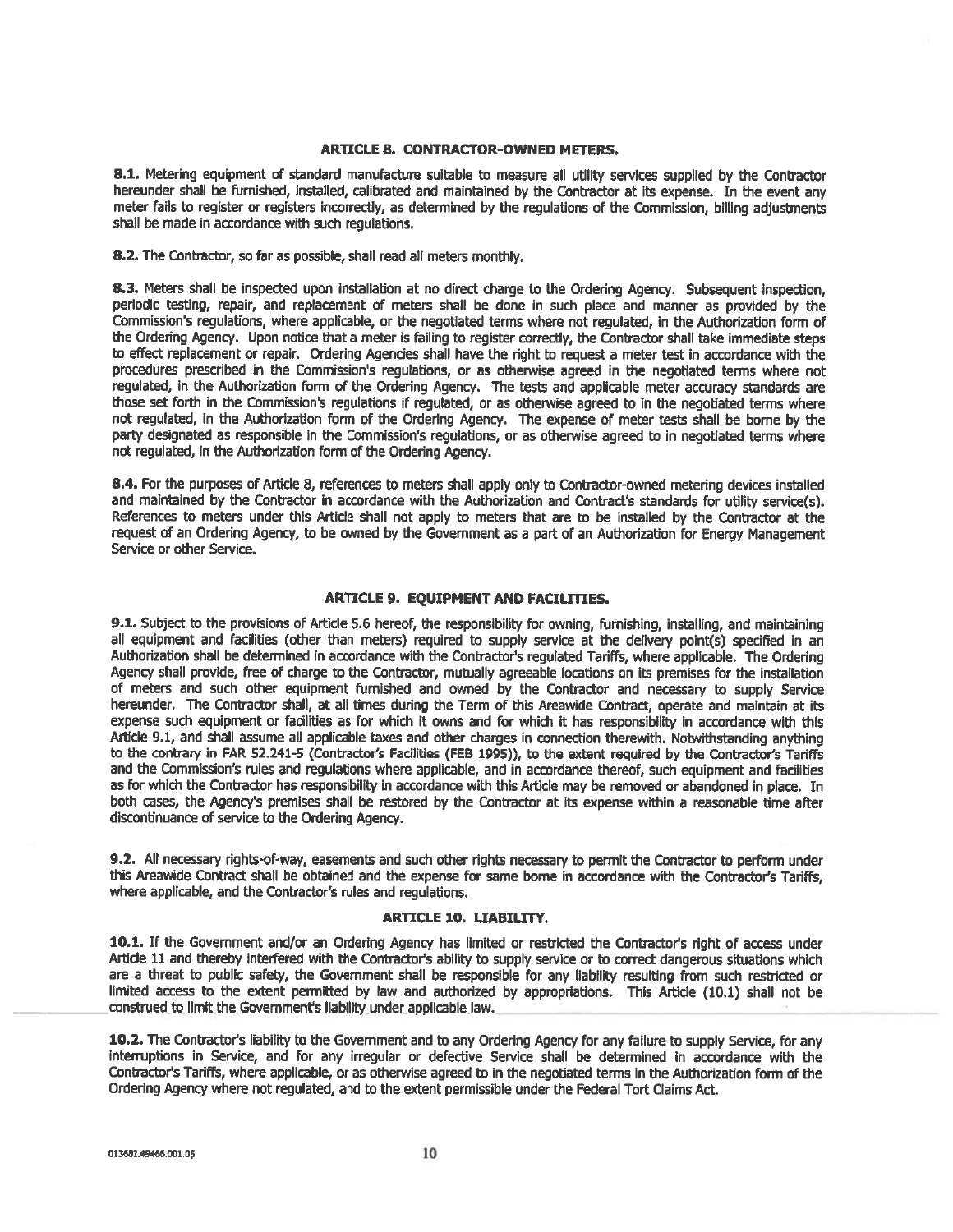### ARTICLE 8. CONTRACTOR-OWNED METERS.

**8.1.** Metering equipment of standard manufacture suitable to measure all utility services supplied by the Contractor hereunder shall be furnished, installed, calibrated and maintained by the Contractor at its expense. In the event any meter fails to register or registers incorrectly, as determined by the regulations of the Commission, billing adjustments shall be made in accordance with such regulations.

**8.2.** The Contractor, so far as possible, shall read all meters monthly.

**8.3.** Meters shall be inspected upon installation at no direct charge to the Ordering Agency. Subsequent inspection, periodic testing, repair, and replacement of meters shall be done in such place and manner as provided by the Commission's regulations, where applicable, or the negotiated terms where not regulated, in the Authorization form of the Ordering Agency. Upon notice that a meter is failing to register correctly, the Contractor shall take immediate steps to effect replacement or repair. Ordering Agencies shall have the right to request a meter test in accordance with the procedures prescribed in the Commission's regulations, or as otherwise agreed in the negotiated terms where not regulated, in the Authorization form of the Ordering Agency. The tests and applicable meter accuracy standards are those set forth in the Commission's regulations if regulated, or as otherwise agreed to in the negotiated terms where not regulated, in the Authorization form of the Ordering Agency. The expense of meter tests shall be borne by the party designated as responsible in the Commission's regulations, or as otherwise agreed to in negotiated terms where not regulated, in the Authorization form of the Ordering Agency.

**8.4.** For the purposes of Article 8, references to meters shall apply only to Contractor-owned metering devices installed and maintained by the Contractor in accordance with the Authorization and Contract's standards for utility service(s). References to meters under this Article shall not apply to meters that are to be installed by the Contractor at the request of an Ordering Agency, to be owned by the Government as a part of an Authorization for Energy Management Service or other Service.

### ARTICLE 9. EQUIPMENT AND FACILITIES.

**9.1.** Subject to the provisions of Article 5.6 hereof, the responsibility for owning, furnishing, installing, and maintaining all equipment and facilities (other than meters) required to supply service at the delivery point(s) specified in an Authorization shall be determined in accordance with the Contractor's regulated Tariffs, where applicable. The Ordering Agency shall provide, free of charge to the Contractor, mutually agreeable locations on its premises for the installation of meters and such other equipment furnished and owned by the Contractor and necessary to supply Service hereunder. The Contractor shall, at all times during the Term of this Areawide Contract, operate and maintain at its expense such equipment or facilities as for which it owns and for which it has responsibility in accordance with this Article 9.1, and shall assume all applicable taxes and other charges in connection therewith. Notwithstanding anything to the contrary in FAR 52.241-5 (Contractor's Facilities (FEB 1995)), to the extent required by the Contractor's Tariffs and the Commission's rules and regulations where applicable, and in accordance thereof, such equipment and facilities as for which the Contractor has responsibility in accordance with this Article may be removed or abandoned in place. In both cases, the Agency's premises shall be restored by the Contractor at its expense within a reasonable time after discontinuance of service to the Ordering Agency.

**9.2.** All necessary rights-of-way, easements and such other rights necessary to permit the Contractor to perform under this Areawide Contract shall be obtained and the expense for same borne in accordance with the Contractor's Tariffs, where applicable, and the Contractor's rules and regulations.

### ARTICLE 10. LIABILITY.

**10.1.** If the Government and/or an Ordering Agency has limited or restricted the Contractor's right of access under Article 11 and thereby interfered with the Contractor's ability to supply service or to correct dangerous situations which are a threat to public safety, the Government shall be responsible for any liability resulting from such restricted or limited access to the extent permitted by law and authorized by appropriations. This Article (10.1) shall not be construed to limit the Government's liability under applicable law.

**10.2.** The Contractor's liability to the Government and to any Ordering Agency for any failure to supply Service, for any interruptions in Service, and for any irregular or defective Service shall be determined in accordance with the Contractor's Tariffs, where applicable, or as otherwise agreed to in the negotiated terms in the Authorization form of the Ordering Agency where not regulated, and to the extent permissible under the Federal Tort Claims Act.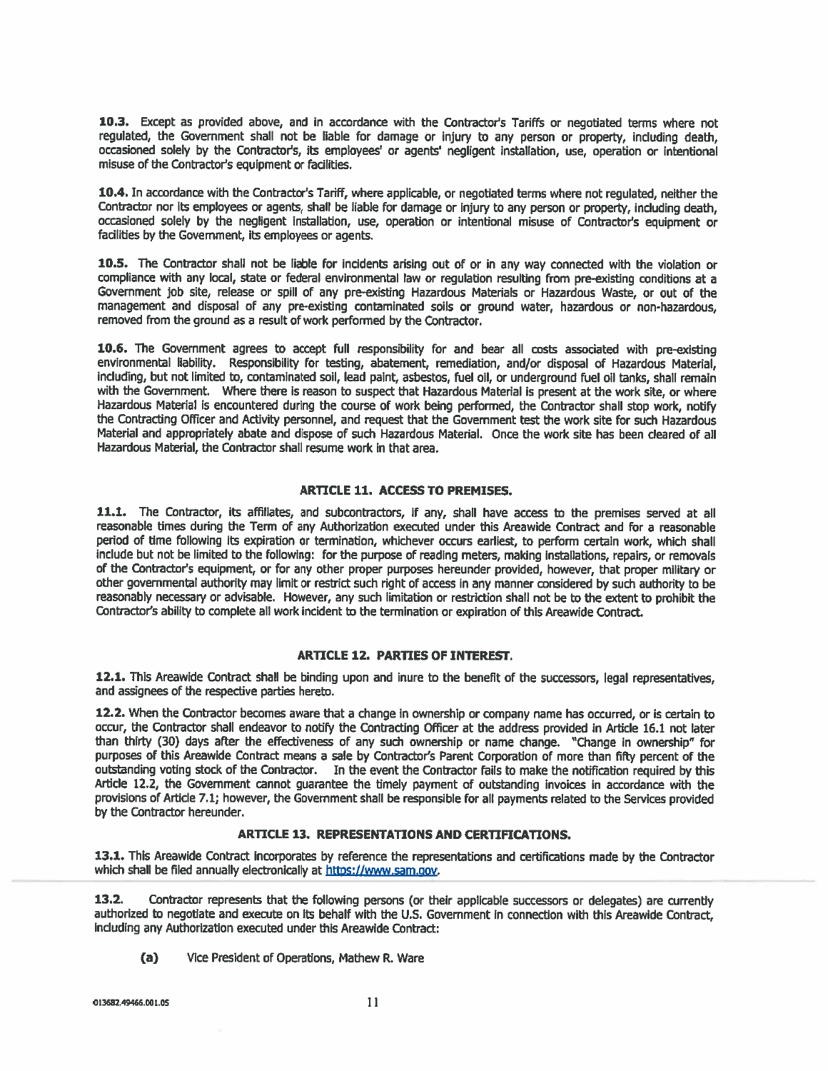**10.3.** Except as provided above, and in accordance with the Contractor's Tariffs or negotiated terms where not regulated, the Government shall not be liable for damage or injury to any person or property, including death, occasioned solely by the Contractor's, its employees' or agents' negligent installation, use, operation or intentional misuse of the Contractor's equipment or facilities.

**10.4.** In accordance with the Contractor's Tariff, where applicable, or negotiated terms where not regulated, neither the Contractor nor its employees or agents, shall be liable for damage or injury to any person or property, including death, occasioned solely by the negligent installation, use, operation or intentional misuse of Contractor's equipment or facilities by the Government, its employees or agents.

**10.5.** The Contractor shall not be liable for incidents arising out of or in any way connected with the violation or compliance with any local, state or federal environmental law or regulation resulting from pre-existing conditions at a Government job site, release or spill of any pre-existing Hazardous Materials or Hazardous Waste, or out of the management and disposal of any pre-existing contaminated soils or ground water, hazardous or non-hazardous, removed from the ground as a result of work performed by the Contractor.

**10.6.** The Government agrees to accept full responsibility for and bear all costs associated with pre-existing environmental liability. Responsibility for testing, abatement, remediation, and/or disposal of Hazardous Material, including, but not limited to, contaminated soil, lead paint, asbestos, fuel oil, or underground fuel oil tanks, shall remain with the Government. Where there is reason to suspect that Hazardous Material is present at the work site, or where Hazardous Material is encountered during the course of work being performed, the Contractor shall stop work, notify the Contracting Officer and Activity personnel, and request that the Government test the work site for such Hazardous Material and appropriately abate and dispose of such Hazardous Material. Once the work site has been cleared of all Hazardous Material, the Contractor shall resume work in that area.

## ARTICLE 11. ACCESS TO PREMISES.

**11.1.** The Contractor, its affiliates, and subcontractors, if any, shall have access to the premises served at all reasonable times during the Term of any Authorization executed under this Areawide Contract and for a reasonable period of time following its expiration or termination, whichever occurs earliest, to perform certain work, which shall include but not be limited to the following: for the purpose of reading meters, making installations, repairs, or removals of the Contractor's equipment, or for any other proper purposes hereunder provided, however, that proper military or other governmental authority may limit or restrict such right of access in any manner considered by such authority to be reasonably necessary or advisable. However, any such limitation or restriction shall not be to the extent to prohibit the Contractor's ability to complete all work incident to the termination or expiration of this Areawide Contract.

## ARTICLE 12. PARTIES OF INTEREST.

**12.1.** This Areawide Contract shall be binding upon and inure to the benefit of the successors, legal representatives, and assignees of the respective parties hereto.

**12.2.** When the Contractor becomes aware that a change in ownership or company name has occurred, or is certain to occur, the Contractor shall endeavor to notify the Contracting Officer at the address provided in Article 16.1 not later than thirty (30) days after the effectiveness of any such ownership or name change. "Change in ownership" for purposes of this Areawide Contract means a sale by Contractor's Parent Corporation of more than fifty percent of the outstanding voting stock of the Contractor. In the event the Contractor fails to make the notification required by this Article 12.2, the Government cannot guarantee the timely payment of outstanding invoices in accordance with the provisions of Article 7.1; however, the Government shall be responsible for all payments related to the Services provided by the Contractor hereunder.

## ARTICLE 13. REPRESENTATIONS AND CERTIFICATIONS.

**13.1.** This Areawide Contract incorporates by reference the representations and certifications made by the Contractor which shall be filed annually electronically at https://www.sam.gov.

**13.2.** Contractor represents that the following persons (or their applicable successors or delegates) are currently authorized to negotiate and execute on its behalf with the U.S. Government in connection with this Areawide Contract, including any Authorization executed under this Areawide Contract:

**(a)** Vice President of Operations, Mathew R. Ware

013682.49466.001.05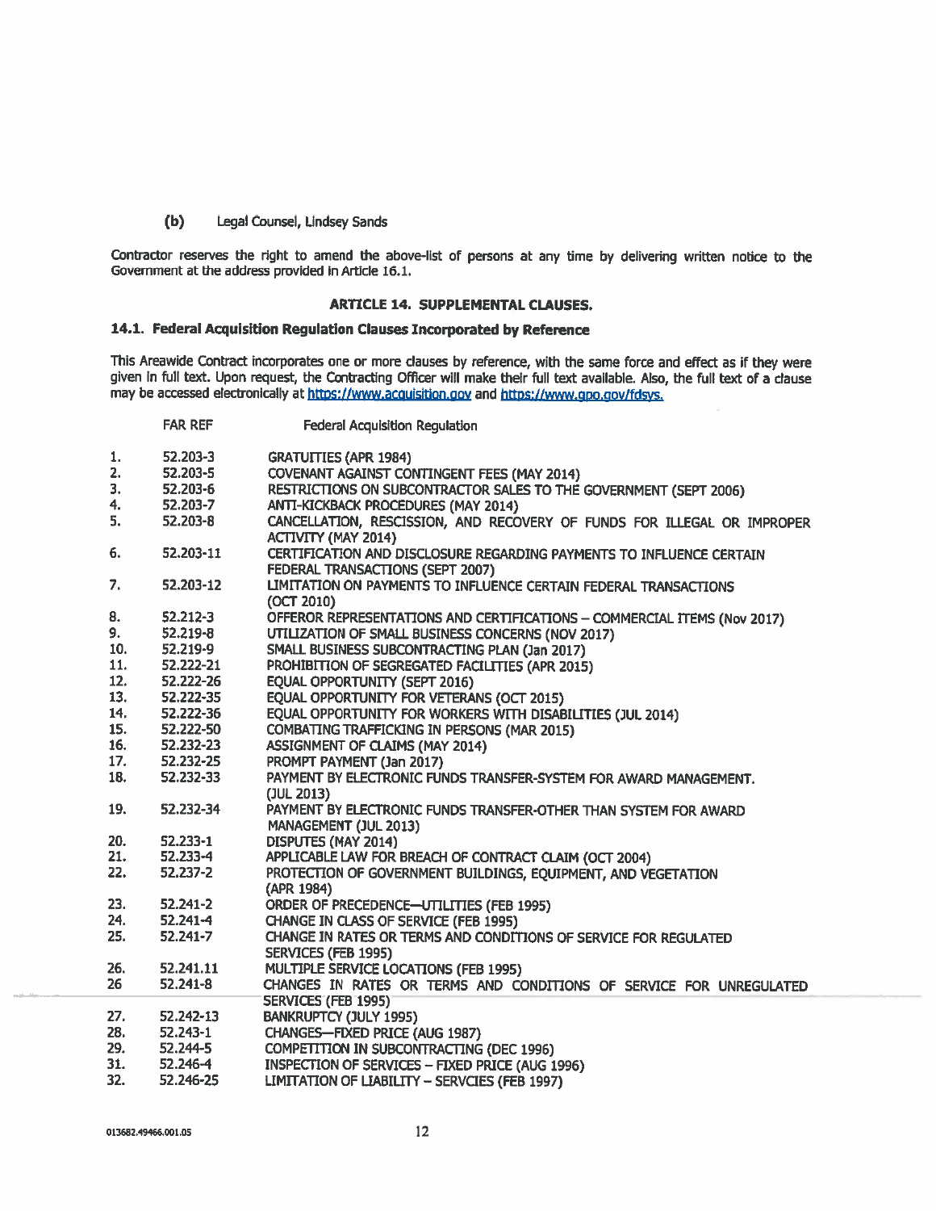(b) Legal Counsel, Lindsey Sands

Contractor reserves the right to amend the above-list of persons at any time by delivering written notice to the Government at the address provided in Article 16.1.

## ARTICLE 14. SUPPLEMENTAL CLAUSES.

### 14.1. Federal Acquisition Regulation Clauses Incorporated by Reference

This Areawide Contract incorporates one or more clauses by reference, with the same force and effect as if they were given in full text. Upon request, the Contracting Officer will make their full text available. Also, the full text of a clause may be accessed electronically at https://www.acquisition.gov and https://www.gpo.gov/fdsys.

| | FAR REF | Federal Acquisition Regulation |
|---|---|---|
| 1. | 52.203-3 | GRATUITIES (APR 1984) |
| 2. | 52.203-5 | COVENANT AGAINST CONTINGENT FEES (MAY 2014) |
| 3. | 52.203-6 | RESTRICTIONS ON SUBCONTRACTOR SALES TO THE GOVERNMENT (SEPT 2006) |
| 4. | 52.203-7 | ANTI-KICKBACK PROCEDURES (MAY 2014) |
| 5. | 52.203-8 | CANCELLATION, RESCISSION, AND RECOVERY OF FUNDS FOR ILLEGAL OR IMPROPER ACTIVITY (MAY 2014) |
| 6. | 52.203-11 | CERTIFICATION AND DISCLOSURE REGARDING PAYMENTS TO INFLUENCE CERTAIN FEDERAL TRANSACTIONS (SEPT 2007) |
| 7. | 52.203-12 | LIMITATION ON PAYMENTS TO INFLUENCE CERTAIN FEDERAL TRANSACTIONS (OCT 2010) |
| 8. | 52.212-3 | OFFEROR REPRESENTATIONS AND CERTIFICATIONS – COMMERCIAL ITEMS (Nov 2017) |
| 9. | 52.219-8 | UTILIZATION OF SMALL BUSINESS CONCERNS (NOV 2017) |
| 10. | 52.219-9 | SMALL BUSINESS SUBCONTRACTING PLAN (Jan 2017) |
| 11. | 52.222-21 | PROHIBITION OF SEGREGATED FACILITIES (APR 2015) |
| 12. | 52.222-26 | EQUAL OPPORTUNITY (SEPT 2016) |
| 13. | 52.222-35 | EQUAL OPPORTUNITY FOR VETERANS (OCT 2015) |
| 14. | 52.222-36 | EQUAL OPPORTUNITY FOR WORKERS WITH DISABILITIES (JUL 2014) |
| 15. | 52.222-50 | COMBATING TRAFFICKING IN PERSONS (MAR 2015) |
| 16. | 52.232-23 | ASSIGNMENT OF CLAIMS (MAY 2014) |
| 17. | 52.232-25 | PROMPT PAYMENT (Jan 2017) |
| 18. | 52.232-33 | PAYMENT BY ELECTRONIC FUNDS TRANSFER-SYSTEM FOR AWARD MANAGEMENT. (JUL 2013) |
| 19. | 52.232-34 | PAYMENT BY ELECTRONIC FUNDS TRANSFER-OTHER THAN SYSTEM FOR AWARD MANAGEMENT (JUL 2013) |
| 20. | 52.233-1 | DISPUTES (MAY 2014) |
| 21. | 52.233-4 | APPLICABLE LAW FOR BREACH OF CONTRACT CLAIM (OCT 2004) |
| 22. | 52.237-2 | PROTECTION OF GOVERNMENT BUILDINGS, EQUIPMENT, AND VEGETATION (APR 1984) |
| 23. | 52.241-2 | ORDER OF PRECEDENCE—UTILITIES (FEB 1995) |
| 24. | 52.241-4 | CHANGE IN CLASS OF SERVICE (FEB 1995) |
| 25. | 52.241-7 | CHANGE IN RATES OR TERMS AND CONDITIONS OF SERVICE FOR REGULATED SERVICES (FEB 1995) |
| 26. | 52.241.11 | MULTIPLE SERVICE LOCATIONS (FEB 1995) |
| 26 | 52.241-8 | CHANGES IN RATES OR TERMS AND CONDITIONS OF SERVICE FOR UNREGULATED SERVICES (FEB 1995) |
| 27. | 52.242-13 | BANKRUPTCY (JULY 1995) |
| 28. | 52.243-1 | CHANGES—FIXED PRICE (AUG 1987) |
| 29. | 52.244-5 | COMPETITION IN SUBCONTRACTING (DEC 1996) |
| 31. | 52.246-4 | INSPECTION OF SERVICES – FIXED PRICE (AUG 1996) |
| 32. | 52.246-25 | LIMITATION OF LIABILITY – SERVCIES (FEB 1997) |

013682.49466.001.05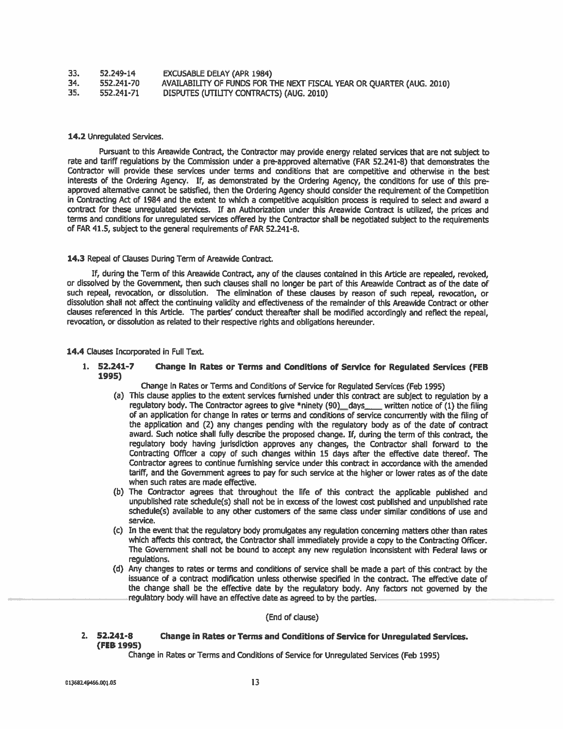| 33. | 52.249-14 | EXCUSABLE DELAY (APR 1984) |
|---|---|---|
| 34. | 552.241-70 | AVAILABILITY OF FUNDS FOR THE NEXT FISCAL YEAR OR QUARTER (AUG. 2010) |
| 35. | 552.241-71 | DISPUTES (UTILITY CONTRACTS) (AUG. 2010) |

**14.2** Unregulated Services.

Pursuant to this Areawide Contract, the Contractor may provide energy related services that are not subject to rate and tariff regulations by the Commission under a pre-approved alternative (FAR 52.241-8) that demonstrates the Contractor will provide these services under terms and conditions that are competitive and otherwise in the best interests of the Ordering Agency. If, as demonstrated by the Ordering Agency, the conditions for use of this pre-approved alternative cannot be satisfied, then the Ordering Agency should consider the requirement of the Competition in Contracting Act of 1984 and the extent to which a competitive acquisition process is required to select and award a contract for these unregulated services. If an Authorization under this Areawide Contract is utilized, the prices and terms and conditions for unregulated services offered by the Contractor shall be negotiated subject to the requirements of FAR 41.5, subject to the general requirements of FAR 52.241-8.

**14.3** Repeal of Clauses During Term of Areawide Contract.

If, during the Term of this Areawide Contract, any of the clauses contained in this Article are repealed, revoked, or dissolved by the Government, then such clauses shall no longer be part of this Areawide Contract as of the date of such repeal, revocation, or dissolution. The elimination of these clauses by reason of such repeal, revocation, or dissolution shall not affect the continuing validity and effectiveness of the remainder of this Areawide Contract or other clauses referenced in this Article. The parties' conduct thereafter shall be modified accordingly and reflect the repeal, revocation, or dissolution as related to their respective rights and obligations hereunder.

**14.4** Clauses Incorporated in Full Text.

1. **52.241-7 Change in Rates or Terms and Conditions of Service for Regulated Services (FEB 1995)**

   Change in Rates or Terms and Conditions of Service for Regulated Services (Feb 1995)

   (a) This clause applies to the extent services furnished under this contract are subject to regulation by a regulatory body. The Contractor agrees to give *ninety (90)\_\_days\_\_\_\_ written notice of (1) the filing of an application for change in rates or terms and conditions of service concurrently with the filing of the application and (2) any changes pending with the regulatory body as of the date of contract award. Such notice shall fully describe the proposed change. If, during the term of this contract, the regulatory body having jurisdiction approves any changes, the Contractor shall forward to the Contracting Officer a copy of such changes within 15 days after the effective date thereof. The Contractor agrees to continue furnishing service under this contract in accordance with the amended tariff, and the Government agrees to pay for such service at the higher or lower rates as of the date when such rates are made effective.

   (b) The Contractor agrees that throughout the life of this contract the applicable published and unpublished rate schedule(s) shall not be in excess of the lowest cost published and unpublished rate schedule(s) available to any other customers of the same class under similar conditions of use and service.

   (c) In the event that the regulatory body promulgates any regulation concerning matters other than rates which affects this contract, the Contractor shall immediately provide a copy to the Contracting Officer. The Government shall not be bound to accept any new regulation inconsistent with Federal laws or regulations.

   (d) Any changes to rates or terms and conditions of service shall be made a part of this contract by the issuance of a contract modification unless otherwise specified in the contract. The effective date of the change shall be the effective date by the regulatory body. Any factors not governed by the regulatory body will have an effective date as agreed to by the parties.

   (End of clause)

2. **52.241-8 Change in Rates or Terms and Conditions of Service for Unregulated Services. (FEB 1995)**

   Change in Rates or Terms and Conditions of Service for Unregulated Services (Feb 1995)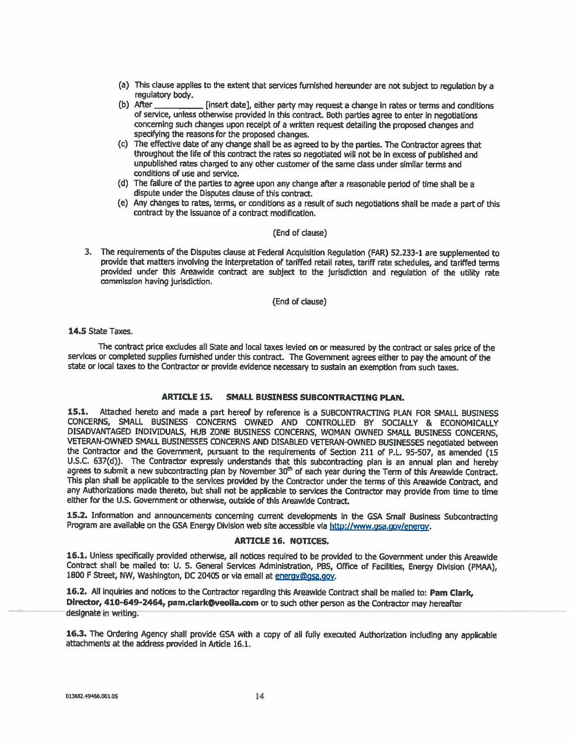(a) This clause applies to the extent that services furnished hereunder are not subject to regulation by a regulatory body.

(b) After __________ [insert date], either party may request a change in rates or terms and conditions of service, unless otherwise provided in this contract. Both parties agree to enter in negotiations concerning such changes upon receipt of a written request detailing the proposed changes and specifying the reasons for the proposed changes.

(c) The effective date of any change shall be as agreed to by the parties. The Contractor agrees that throughout the life of this contract the rates so negotiated will not be in excess of published and unpublished rates charged to any other customer of the same class under similar terms and conditions of use and service.

(d) The failure of the parties to agree upon any change after a reasonable period of time shall be a dispute under the Disputes clause of this contract.

(e) Any changes to rates, terms, or conditions as a result of such negotiations shall be made a part of this contract by the issuance of a contract modification.

(End of clause)

3. The requirements of the Disputes clause at Federal Acquisition Regulation (FAR) 52.233-1 are supplemented to provide that matters involving the interpretation of tariffed retail rates, tariff rate schedules, and tariffed terms provided under this Areawide contract are subject to the jurisdiction and regulation of the utility rate commission having jurisdiction.

(End of clause)

**14.5** State Taxes.

The contract price excludes all State and local taxes levied on or measured by the contract or sales price of the services or completed supplies furnished under this contract. The Government agrees either to pay the amount of the state or local taxes to the Contractor or provide evidence necessary to sustain an exemption from such taxes.

## ARTICLE 15. SMALL BUSINESS SUBCONTRACTING PLAN.

**15.1.** Attached hereto and made a part hereof by reference is a SUBCONTRACTING PLAN FOR SMALL BUSINESS CONCERNS, SMALL BUSINESS CONCERNS OWNED AND CONTROLLED BY SOCIALLY & ECONOMICALLY DISADVANTAGED INDIVIDUALS, HUB ZONE BUSINESS CONCERNS, WOMAN OWNED SMALL BUSINESS CONCERNS, VETERAN-OWNED SMALL BUSINESSES CONCERNS AND DISABLED VETERAN-OWNED BUSINESSES negotiated between the Contractor and the Government, pursuant to the requirements of Section 211 of P.L. 95-507, as amended (15 U.S.C. 637(d)). The Contractor expressly understands that this subcontracting plan is an annual plan and hereby agrees to submit a new subcontracting plan by November 30th of each year during the Term of this Areawide Contract. This plan shall be applicable to the services provided by the Contractor under the terms of this Areawide Contract, and any Authorizations made thereto, but shall not be applicable to services the Contractor may provide from time to time either for the U.S. Government or otherwise, outside of this Areawide Contract.

**15.2.** Information and announcements concerning current developments in the GSA Small Business Subcontracting Program are available on the GSA Energy Division web site accessible via http://www.gsa.gov/energy.

## ARTICLE 16. NOTICES.

**16.1.** Unless specifically provided otherwise, all notices required to be provided to the Government under this Areawide Contract shall be mailed to: U. S. General Services Administration, PBS, Office of Facilities, Energy Division (PMAA), 1800 F Street, NW, Washington, DC 20405 or via email at energy@gsa.gov.

**16.2.** All inquiries and notices to the Contractor regarding this Areawide Contract shall be mailed to: **Pam Clark, Director, 410-649-2464, pam.clark@veolia.com** or to such other person as the Contractor may hereafter designate in writing.

**16.3.** The Ordering Agency shall provide GSA with a copy of all fully executed Authorization including any applicable attachments at the address provided in Article 16.1.

013682.49466.001.05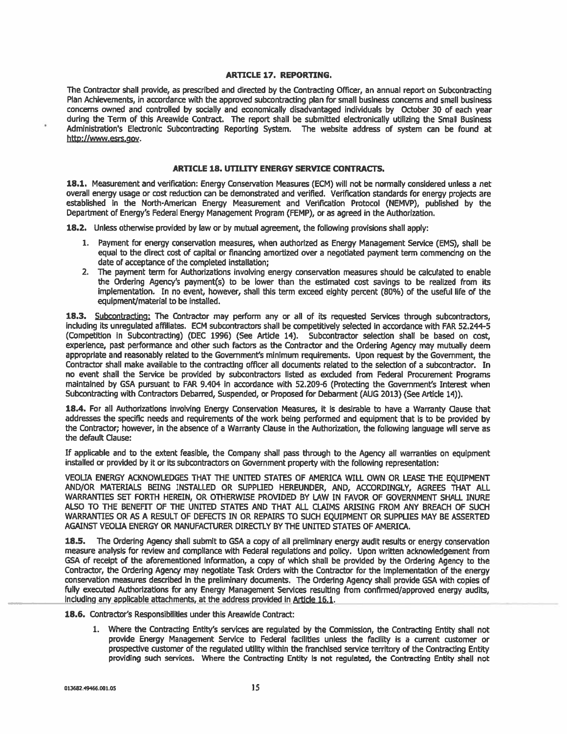### ARTICLE 17. REPORTING.

The Contractor shall provide, as prescribed and directed by the Contracting Officer, an annual report on Subcontracting Plan Achievements, in accordance with the approved subcontracting plan for small business concerns and small business concerns owned and controlled by socially and economically disadvantaged individuals by October 30 of each year during the Term of this Areawide Contract. The report shall be submitted electronically utilizing the Small Business Administration's Electronic Subcontracting Reporting System. The website address of system can be found at http://www.esrs.gov.

### ARTICLE 18. UTILITY ENERGY SERVICE CONTRACTS.

**18.1.** Measurement and verification: Energy Conservation Measures (ECM) will not be normally considered unless a net overall energy usage or cost reduction can be demonstrated and verified. Verification standards for energy projects are established in the North-American Energy Measurement and Verification Protocol (NEMVP), published by the Department of Energy's Federal Energy Management Program (FEMP), or as agreed in the Authorization.

**18.2.** Unless otherwise provided by law or by mutual agreement, the following provisions shall apply:

1. Payment for energy conservation measures, when authorized as Energy Management Service (EMS), shall be equal to the direct cost of capital or financing amortized over a negotiated payment term commencing on the date of acceptance of the completed installation;
2. The payment term for Authorizations involving energy conservation measures should be calculated to enable the Ordering Agency's payment(s) to be lower than the estimated cost savings to be realized from its implementation. In no event, however, shall this term exceed eighty percent (80%) of the useful life of the equipment/material to be installed.

**18.3.** Subcontracting: The Contractor may perform any or all of its requested Services through subcontractors, including its unregulated affiliates. ECM subcontractors shall be competitively selected in accordance with FAR 52.244-5 (Competition in Subcontracting) (DEC 1996) (See Article 14). Subcontractor selection shall be based on cost, experience, past performance and other such factors as the Contractor and the Ordering Agency may mutually deem appropriate and reasonably related to the Government's minimum requirements. Upon request by the Government, the Contractor shall make available to the contracting officer all documents related to the selection of a subcontractor. In no event shall the Service be provided by subcontractors listed as excluded from Federal Procurement Programs maintained by GSA pursuant to FAR 9.404 in accordance with 52.209-6 (Protecting the Government's Interest when Subcontracting with Contractors Debarred, Suspended, or Proposed for Debarment (AUG 2013) (See Article 14)).

**18.4.** For all Authorizations involving Energy Conservation Measures, it is desirable to have a Warranty Clause that addresses the specific needs and requirements of the work being performed and equipment that is to be provided by the Contractor; however, in the absence of a Warranty Clause in the Authorization, the following language will serve as the default Clause:

If applicable and to the extent feasible, the Company shall pass through to the Agency all warranties on equipment installed or provided by it or its subcontractors on Government property with the following representation:

VEOLIA ENERGY ACKNOWLEDGES THAT THE UNITED STATES OF AMERICA WILL OWN OR LEASE THE EQUIPMENT AND/OR MATERIALS BEING INSTALLED OR SUPPLIED HEREUNDER, AND, ACCORDINGLY, AGREES THAT ALL WARRANTIES SET FORTH HEREIN, OR OTHERWISE PROVIDED BY LAW IN FAVOR OF GOVERNMENT SHALL INURE ALSO TO THE BENEFIT OF THE UNITED STATES AND THAT ALL CLAIMS ARISING FROM ANY BREACH OF SUCH WARRANTIES OR AS A RESULT OF DEFECTS IN OR REPAIRS TO SUCH EQUIPMENT OR SUPPLIES MAY BE ASSERTED AGAINST VEOLIA ENERGY OR MANUFACTURER DIRECTLY BY THE UNITED STATES OF AMERICA.

**18.5.** The Ordering Agency shall submit to GSA a copy of all preliminary energy audit results or energy conservation measure analysis for review and compliance with Federal regulations and policy. Upon written acknowledgement from GSA of receipt of the aforementioned information, a copy of which shall be provided by the Ordering Agency to the Contractor, the Ordering Agency may negotiate Task Orders with the Contractor for the implementation of the energy conservation measures described in the preliminary documents. The Ordering Agency shall provide GSA with copies of fully executed Authorizations for any Energy Management Services resulting from confirmed/approved energy audits, including any applicable attachments, at the address provided in Article 16.1.

**18.6.** Contractor's Responsibilities under this Areawide Contract:

1. Where the Contracting Entity's services are regulated by the Commission, the Contracting Entity shall not provide Energy Management Service to Federal facilities unless the facility is a current customer or prospective customer of the regulated utility within the franchised service territory of the Contracting Entity providing such services. Where the Contracting Entity is not regulated, the Contracting Entity shall not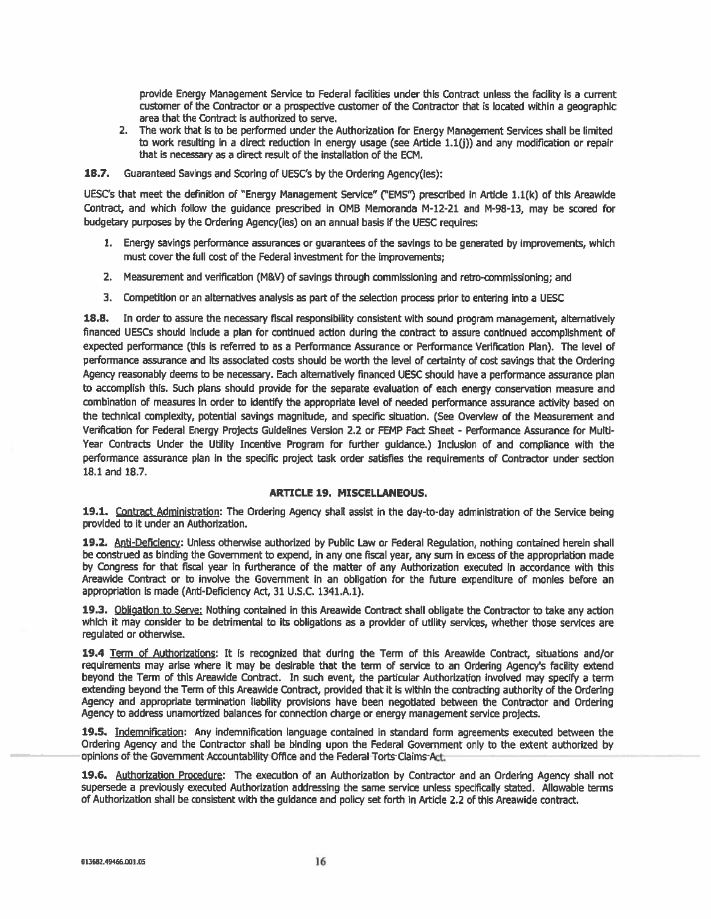provide Energy Management Service to Federal facilities under this Contract unless the facility is a current customer of the Contractor or a prospective customer of the Contractor that is located within a geographic area that the Contract is authorized to serve.

2. The work that is to be performed under the Authorization for Energy Management Services shall be limited to work resulting in a direct reduction in energy usage (see Article 1.1(j)) and any modification or repair that is necessary as a direct result of the installation of the ECM.

**18.7.** Guaranteed Savings and Scoring of UESC's by the Ordering Agency(ies):

UESC's that meet the definition of "Energy Management Service" ("EMS") prescribed in Article 1.1(k) of this Areawide Contract, and which follow the guidance prescribed in OMB Memoranda M-12-21 and M-98-13, may be scored for budgetary purposes by the Ordering Agency(ies) on an annual basis if the UESC requires:

1. Energy savings performance assurances or guarantees of the savings to be generated by improvements, which must cover the full cost of the Federal investment for the improvements;
2. Measurement and verification (M&V) of savings through commissioning and retro-commissioning; and
3. Competition or an alternatives analysis as part of the selection process prior to entering into a UESC

**18.8.** In order to assure the necessary fiscal responsibility consistent with sound program management, alternatively financed UESCs should include a plan for continued action during the contract to assure continued accomplishment of expected performance (this is referred to as a Performance Assurance or Performance Verification Plan). The level of performance assurance and its associated costs should be worth the level of certainty of cost savings that the Ordering Agency reasonably deems to be necessary. Each alternatively financed UESC should have a performance assurance plan to accomplish this. Such plans should provide for the separate evaluation of each energy conservation measure and combination of measures in order to identify the appropriate level of needed performance assurance activity based on the technical complexity, potential savings magnitude, and specific situation. (See Overview of the Measurement and Verification for Federal Energy Projects Guidelines Version 2.2 or FEMP Fact Sheet - Performance Assurance for Multi-Year Contracts Under the Utility Incentive Program for further guidance.) Inclusion of and compliance with the performance assurance plan in the specific project task order satisfies the requirements of Contractor under section 18.1 and 18.7.

## ARTICLE 19. MISCELLANEOUS.

**19.1.** Contract Administration: The Ordering Agency shall assist in the day-to-day administration of the Service being provided to it under an Authorization.

**19.2.** Anti-Deficiency: Unless otherwise authorized by Public Law or Federal Regulation, nothing contained herein shall be construed as binding the Government to expend, in any one fiscal year, any sum in excess of the appropriation made by Congress for that fiscal year in furtherance of the matter of any Authorization executed in accordance with this Areawide Contract or to involve the Government in an obligation for the future expenditure of monies before an appropriation is made (Anti-Deficiency Act, 31 U.S.C. 1341.A.1).

**19.3.** Obligation to Serve: Nothing contained in this Areawide Contract shall obligate the Contractor to take any action which it may consider to be detrimental to its obligations as a provider of utility services, whether those services are regulated or otherwise.

**19.4** Term of Authorizations: It is recognized that during the Term of this Areawide Contract, situations and/or requirements may arise where it may be desirable that the term of service to an Ordering Agency's facility extend beyond the Term of this Areawide Contract. In such event, the particular Authorization involved may specify a term extending beyond the Term of this Areawide Contract, provided that it is within the contracting authority of the Ordering Agency and appropriate termination liability provisions have been negotiated between the Contractor and Ordering Agency to address unamortized balances for connection charge or energy management service projects.

**19.5.** Indemnification: Any indemnification language contained in standard form agreements executed between the Ordering Agency and the Contractor shall be binding upon the Federal Government only to the extent authorized by opinions of the Government Accountability Office and the Federal Torts Claims Act.

**19.6.** Authorization Procedure: The execution of an Authorization by Contractor and an Ordering Agency shall not supersede a previously executed Authorization addressing the same service unless specifically stated. Allowable terms of Authorization shall be consistent with the guidance and policy set forth in Article 2.2 of this Areawide contract.

013682.49466.001.05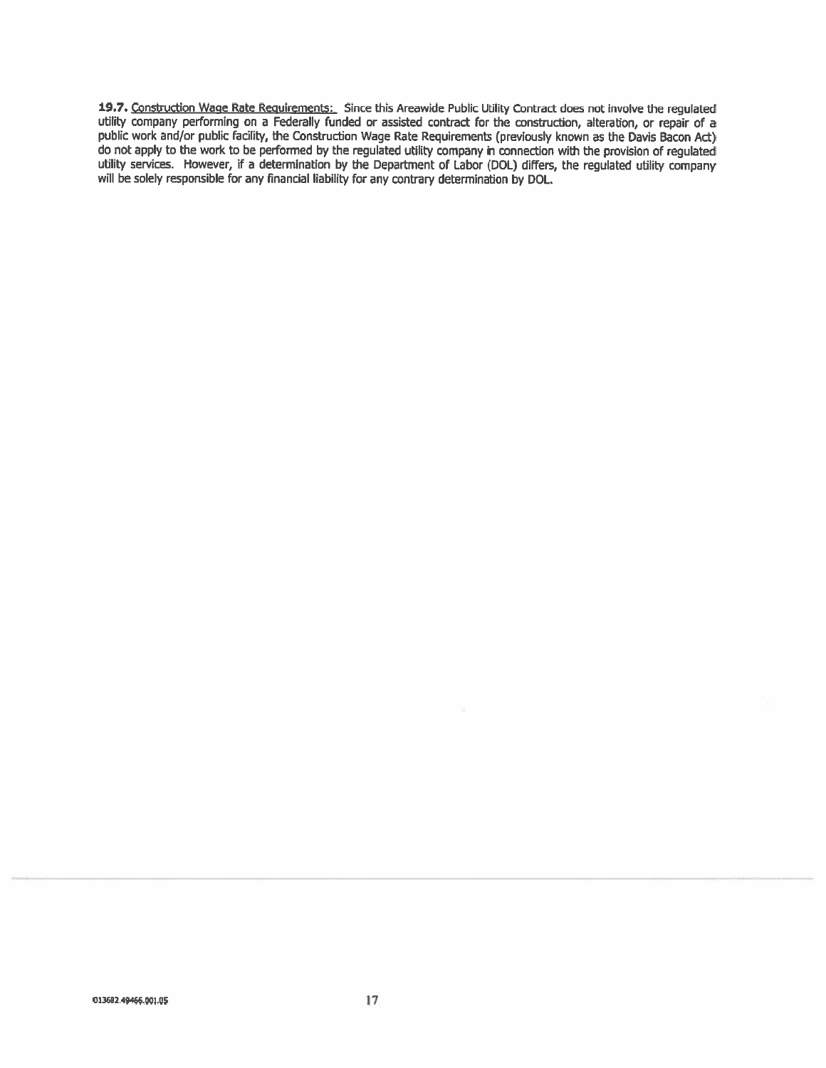**19.7.** Construction Wage Rate Requirements: Since this Areawide Public Utility Contract does not involve the regulated utility company performing on a Federally funded or assisted contract for the construction, alteration, or repair of a public work and/or public facility, the Construction Wage Rate Requirements (previously known as the Davis Bacon Act) do not apply to the work to be performed by the regulated utility company in connection with the provision of regulated utility services. However, if a determination by the Department of Labor (DOL) differs, the regulated utility company will be solely responsible for any financial liability for any contrary determination by DOL.

013682.49466.001.05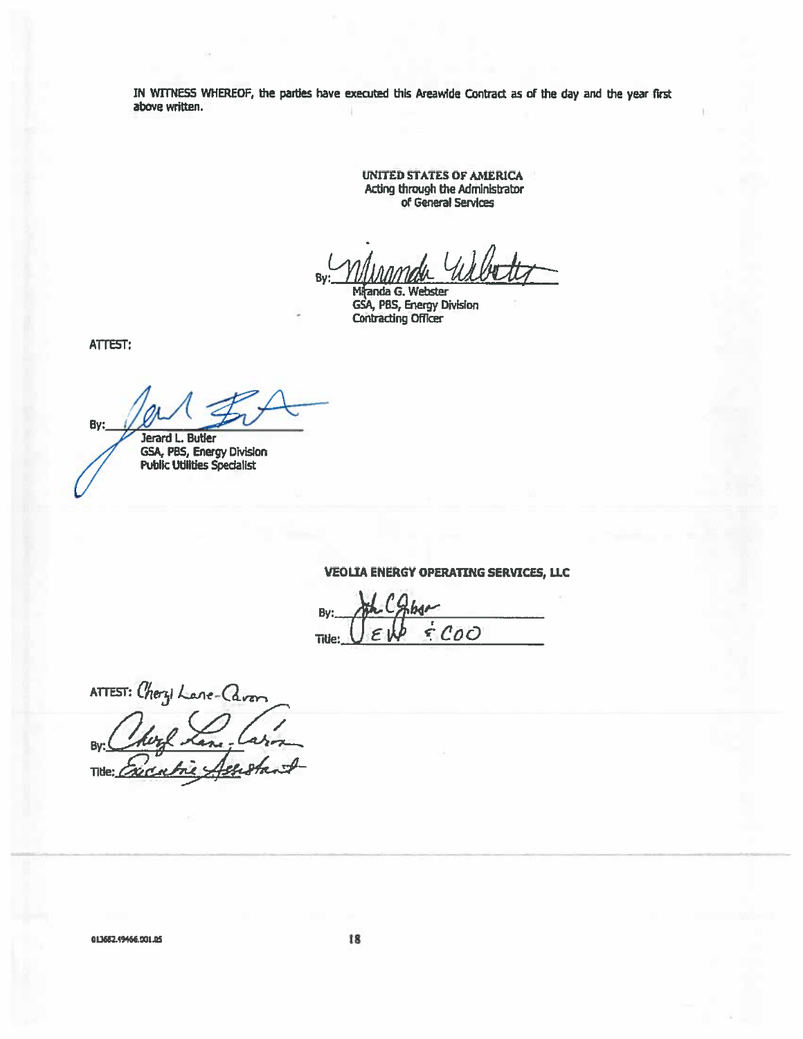IN WITNESS WHEREOF, the parties have executed this Areawide Contract as of the day and the year first above written.

UNITED STATES OF AMERICA
Acting through the Administrator
of General Services

By: Miranda Webster
Miranda G. Webster
GSA, PBS, Energy Division
Contracting Officer

ATTEST:

By: Jerard L. Butler
Jerard L. Butler
GSA, PBS, Energy Division
Public Utilities Specialist

**VEOLIA ENERGY OPERATING SERVICES, LLC**

By: John C Gibson
Title: EVP & COO

ATTEST: Cheryl Lane-Caron

By: Cheryl Lane-Caron
Title: Executive Assistant

013682.49466.001.05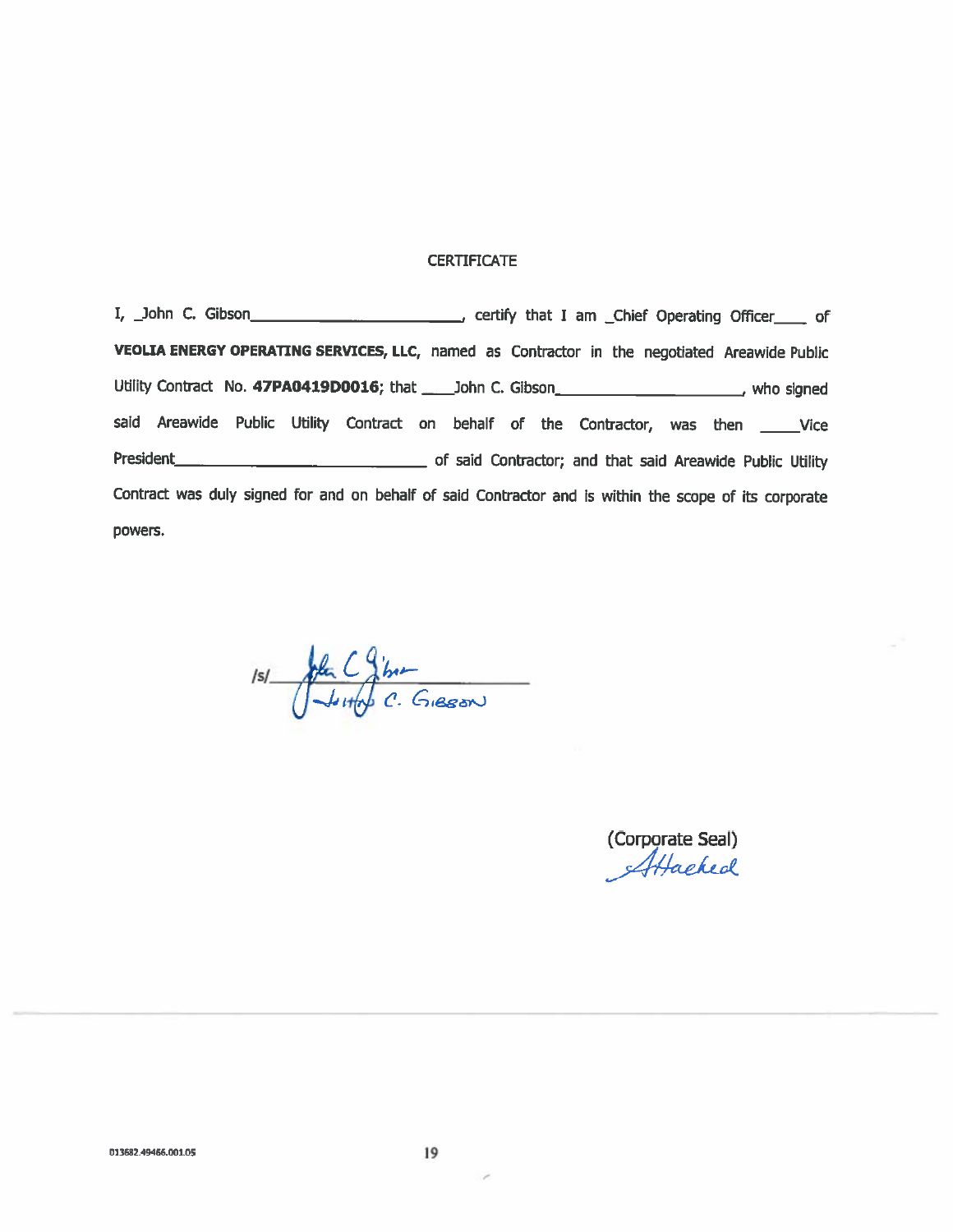# CERTIFICATE

I, _John C. Gibson_________________________, certify that I am _Chief Operating Officer____ of **VEOLIA ENERGY OPERATING SERVICES, LLC**, named as Contractor in the negotiated Areawide Public Utility Contract No. **47PA0419D0016**; that ____John C. Gibson_____________________, who signed said Areawide Public Utility Contract on behalf of the Contractor, was then _____Vice President_____________________________ of said Contractor; and that said Areawide Public Utility Contract was duly signed for and on behalf of said Contractor and is within the scope of its corporate powers.

/s/ John C. Gibson
JOHN C. GIBSON

(Corporate Seal)
Attached

013682.49466.001.05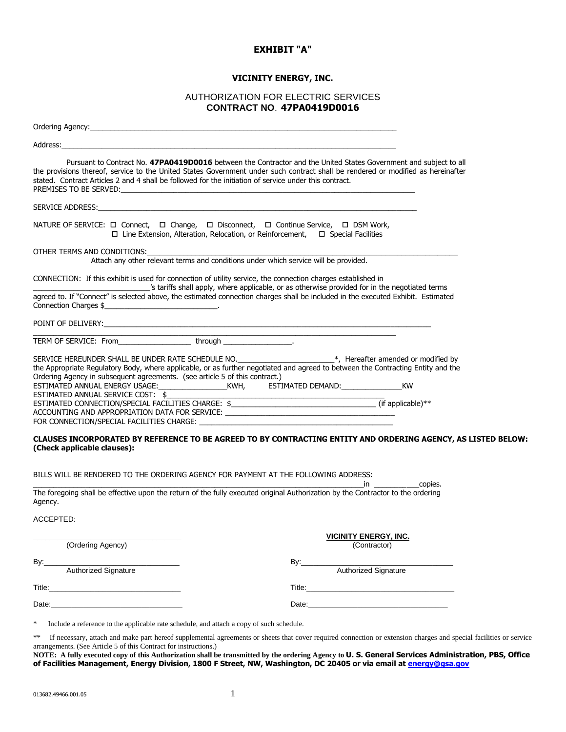# EXHIBIT "A"

### VICINITY ENERGY, INC.

AUTHORIZATION FOR ELECTRIC SERVICES
**CONTRACT NO. 47PA0419D0016**

Ordering Agency:_______________________________________________________________________________

Address:_____________________________________________________________________________________

Pursuant to Contract No. **47PA0419D0016** between the Contractor and the United States Government and subject to all the provisions thereof, service to the United States Government under such contract shall be rendered or modified as hereinafter stated. Contract Articles 2 and 4 shall be followed for the initiation of service under this contract.
PREMISES TO BE SERVED:_____________________________________________________________________________

SERVICE ADDRESS:__________________________________________________________________________________

NATURE OF SERVICE: ☐ Connect, ☐ Change, ☐ Disconnect, ☐ Continue Service, ☐ DSM Work,
☐ Line Extension, Alteration, Relocation, or Reinforcement, ☐ Special Facilities

OTHER TERMS AND CONDITIONS:______________________________________________________________________________
Attach any other relevant terms and conditions under which service will be provided.

CONNECTION: If this exhibit is used for connection of utility service, the connection charges established in ___________________________'s tariffs shall apply, where applicable, or as otherwise provided for in the negotiated terms agreed to. If "Connect" is selected above, the estimated connection charges shall be included in the executed Exhibit. Estimated Connection Charges $___________________________.

POINT OF DELIVERY:_________________________________________________________________________________
_____________________________________________________________________________________________

TERM OF SERVICE: From_________________ through _________________.

SERVICE HEREUNDER SHALL BE UNDER RATE SCHEDULE NO._______________________*, Hereafter amended or modified by the Appropriate Regulatory Body, where applicable, or as further negotiated and agreed to between the Contracting Entity and the Ordering Agency in subsequent agreements. (see article 5 of this contract.)
ESTIMATED ANNUAL ENERGY USAGE:________________KWH, ESTIMATED DEMAND:_______________KW
ESTIMATED ANNUAL SERVICE COST: $_____________________________________________
ESTIMATED CONNECTION/SPECIAL FACILITIES CHARGE: $__________________________________ (if applicable)**
ACCOUNTING AND APPROPRIATION DATA FOR SERVICE: ________________________________________
FOR CONNECTION/SPECIAL FACILITIES CHARGE: ________________________________________________

**CLAUSES INCORPORATED BY REFERENCE TO BE AGREED TO BY CONTRACTING ENTITY AND ORDERING AGENCY, AS LISTED BELOW: (Check applicable clauses):**

BILLS WILL BE RENDERED TO THE ORDERING AGENCY FOR PAYMENT AT THE FOLLOWING ADDRESS:
____________________________________________________________________________in ___________copies.
The foregoing shall be effective upon the return of the fully executed original Authorization by the Contractor to the ordering Agency.

ACCEPTED:

| | |
|---|---|
| ___________________________________ | **VICINITY ENERGY, INC.** |
| (Ordering Agency) | (Contractor) |
| By:_______________________________ | By:_______________________________ |
| Authorized Signature | Authorized Signature |
| Title:_____________________________ | Title:_____________________________ |
| Date:_____________________________ | Date:_____________________________ |

\* Include a reference to the applicable rate schedule, and attach a copy of such schedule.

** If necessary, attach and make part hereof supplemental agreements or sheets that cover required connection or extension charges and special facilities or service arrangements. (See Article 5 of this Contract for instructions.)

**NOTE: A fully executed copy of this Authorization shall be transmitted by the ordering Agency to U. S. General Services Administration, PBS, Office of Facilities Management, Energy Division, 1800 F Street, NW, Washington, DC 20405 or via email at energy@gsa.gov**

013682.49466.001.05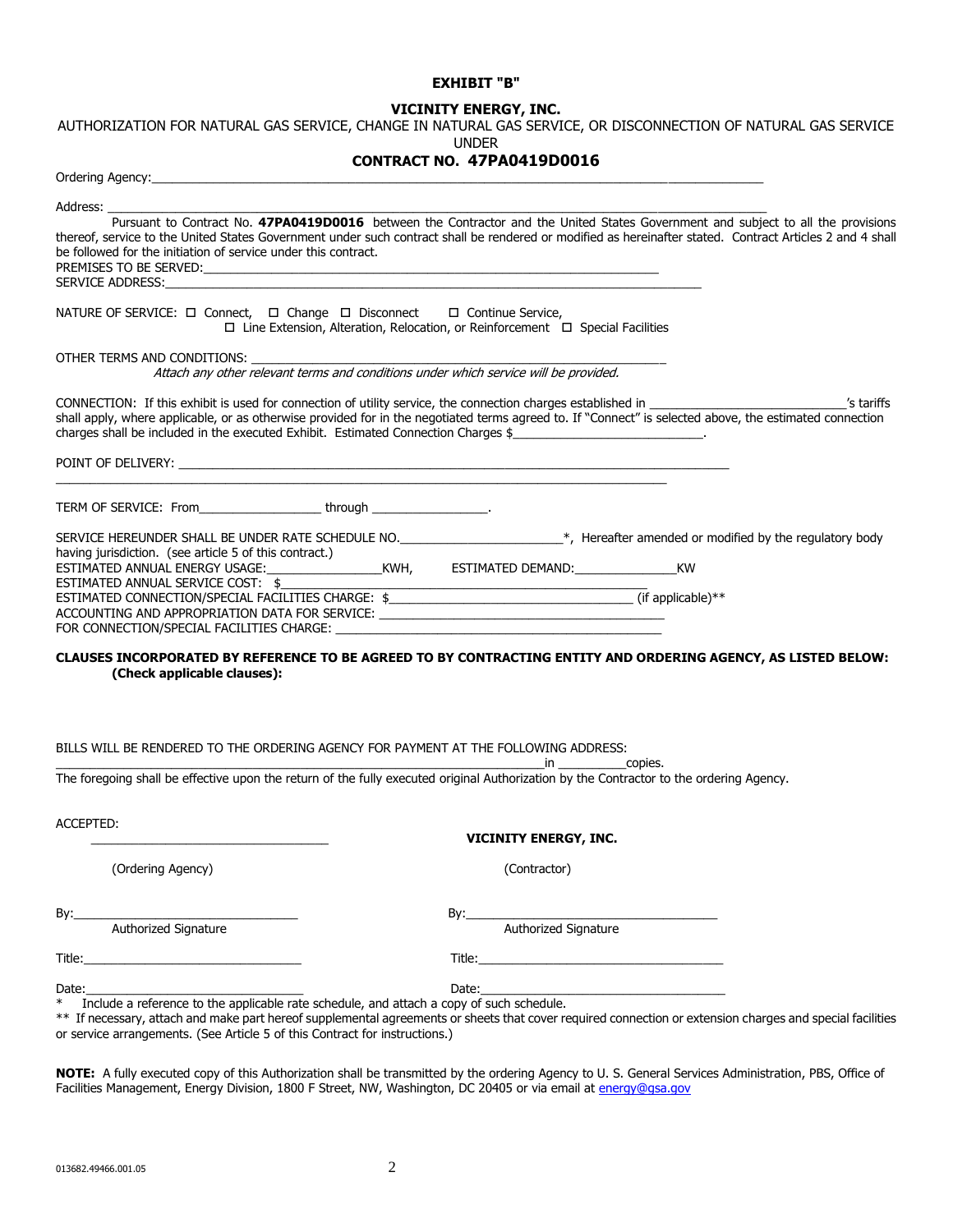**EXHIBIT "B"**

**VICINITY ENERGY, INC.**

AUTHORIZATION FOR NATURAL GAS SERVICE, CHANGE IN NATURAL GAS SERVICE, OR DISCONNECTION OF NATURAL GAS SERVICE UNDER

**CONTRACT NO. 47PA0419D0016**

Ordering Agency:\_\_\_\_\_\_\_\_\_\_\_\_\_\_\_\_\_\_\_\_\_\_\_\_\_\_\_\_\_\_\_\_\_\_\_\_\_\_\_\_\_\_\_\_\_\_\_\_\_\_\_\_\_\_\_\_\_\_\_\_\_\_\_\_\_\_\_\_\_\_\_\_\_\_\_\_\_\_

Address: \_\_\_\_\_\_\_\_\_\_\_\_\_\_\_\_\_\_\_\_\_\_\_\_\_\_\_\_\_\_\_\_\_\_\_\_\_\_\_\_\_\_\_\_\_\_\_\_\_\_\_\_\_\_\_\_\_\_\_\_\_\_\_\_\_\_\_\_\_\_\_\_\_\_\_\_\_\_\_\_\_\_\_\_

Pursuant to Contract No. **47PA0419D0016** between the Contractor and the United States Government and subject to all the provisions thereof, service to the United States Government under such contract shall be rendered or modified as hereinafter stated. Contract Articles 2 and 4 shall be followed for the initiation of service under this contract.

PREMISES TO BE SERVED:\_\_\_\_\_\_\_\_\_\_\_\_\_\_\_\_\_\_\_\_\_\_\_\_\_\_\_\_\_\_\_\_\_\_\_\_\_\_\_\_\_\_\_\_\_\_\_\_\_\_\_\_\_\_\_\_\_\_\_\_\_\_\_\_

SERVICE ADDRESS:\_\_\_\_\_\_\_\_\_\_\_\_\_\_\_\_\_\_\_\_\_\_\_\_\_\_\_\_\_\_\_\_\_\_\_\_\_\_\_\_\_\_\_\_\_\_\_\_\_\_\_\_\_\_\_\_\_\_\_\_\_\_\_\_\_\_\_\_\_\_\_\_\_\_\_\_

NATURE OF SERVICE: ☐ Connect, ☐ Change ☐ Disconnect ☐ Continue Service,
☐ Line Extension, Alteration, Relocation, or Reinforcement ☐ Special Facilities

OTHER TERMS AND CONDITIONS: \_\_\_\_\_\_\_\_\_\_\_\_\_\_\_\_\_\_\_\_\_\_\_\_\_\_\_\_\_\_\_\_\_\_\_\_\_\_\_\_\_\_\_\_\_\_\_\_\_\_\_\_\_\_\_\_\_\_\_\_
*Attach any other relevant terms and conditions under which service will be provided.*

CONNECTION: If this exhibit is used for connection of utility service, the connection charges established in \_\_\_\_\_\_\_\_\_\_\_\_\_\_\_\_\_\_\_\_\_\_\_\_\_\_\_\_'s tariffs shall apply, where applicable, or as otherwise provided for in the negotiated terms agreed to. If "Connect" is selected above, the estimated connection charges shall be included in the executed Exhibit. Estimated Connection Charges $\_\_\_\_\_\_\_\_\_\_\_\_\_\_\_\_\_\_\_\_\_\_\_\_\_\_\_\_.

POINT OF DELIVERY: \_\_\_\_\_\_\_\_\_\_\_\_\_\_\_\_\_\_\_\_\_\_\_\_\_\_\_\_\_\_\_\_\_\_\_\_\_\_\_\_\_\_\_\_\_\_\_\_\_\_\_\_\_\_\_\_\_\_\_\_\_\_\_\_\_\_\_\_\_\_\_\_\_\_\_\_
\_\_\_\_\_\_\_\_\_\_\_\_\_\_\_\_\_\_\_\_\_\_\_\_\_\_\_\_\_\_\_\_\_\_\_\_\_\_\_\_\_\_\_\_\_\_\_\_\_\_\_\_\_\_\_\_\_\_\_\_\_\_\_\_\_\_\_\_\_\_\_\_\_\_\_\_\_\_\_\_\_\_\_\_\_

TERM OF SERVICE: From\_\_\_\_\_\_\_\_\_\_\_\_\_\_\_\_\_\_ through \_\_\_\_\_\_\_\_\_\_\_\_\_\_\_\_\_.

SERVICE HEREUNDER SHALL BE UNDER RATE SCHEDULE NO.\_\_\_\_\_\_\_\_\_\_\_\_\_\_\_\_\_\_\_\_\_\_\_*, Hereafter amended or modified by the regulatory body having jurisdiction. (see article 5 of this contract.)

ESTIMATED ANNUAL ENERGY USAGE:\_\_\_\_\_\_\_\_\_\_\_\_\_\_\_\_\_KWH, ESTIMATED DEMAND:\_\_\_\_\_\_\_\_\_\_\_\_\_\_\_KW

ESTIMATED ANNUAL SERVICE COST: $\_\_\_\_\_\_\_\_\_\_\_\_\_\_\_\_\_\_\_\_\_\_\_\_\_\_\_\_\_\_\_\_\_\_\_\_\_\_\_\_\_\_\_\_\_\_\_\_\_\_\_\_\_\_

ESTIMATED CONNECTION/SPECIAL FACILITIES CHARGE: $\_\_\_\_\_\_\_\_\_\_\_\_\_\_\_\_\_\_\_\_\_\_\_\_\_\_\_\_\_\_\_\_\_\_\_ (if applicable)**

ACCOUNTING AND APPROPRIATION DATA FOR SERVICE: \_\_\_\_\_\_\_\_\_\_\_\_\_\_\_\_\_\_\_\_\_\_\_\_\_\_\_\_\_\_\_\_\_\_\_\_\_\_\_\_\_\_

FOR CONNECTION/SPECIAL FACILITIES CHARGE: \_\_\_\_\_\_\_\_\_\_\_\_\_\_\_\_\_\_\_\_\_\_\_\_\_\_\_\_\_\_\_\_\_\_\_\_\_\_\_\_\_\_\_\_\_\_\_\_

**CLAUSES INCORPORATED BY REFERENCE TO BE AGREED TO BY CONTRACTING ENTITY AND ORDERING AGENCY, AS LISTED BELOW: (Check applicable clauses):**

BILLS WILL BE RENDERED TO THE ORDERING AGENCY FOR PAYMENT AT THE FOLLOWING ADDRESS:
\_\_\_\_\_\_\_\_\_\_\_\_\_\_\_\_\_\_\_\_\_\_\_\_\_\_\_\_\_\_\_\_\_\_\_\_\_\_\_\_\_\_\_\_\_\_\_\_\_\_\_\_\_\_\_\_\_\_\_\_\_\_\_\_\_\_\_\_\_\_\_\_\_in \_\_\_\_\_\_\_\_\_\_copies.

The foregoing shall be effective upon the return of the fully executed original Authorization by the Contractor to the ordering Agency.

ACCEPTED:

| \_\_\_\_\_\_\_\_\_\_\_\_\_\_\_\_\_\_\_\_\_\_\_\_\_\_\_\_\_\_\_\_\_\_\_\_ | **VICINITY ENERGY, INC.** |
|---|---|
| (Ordering Agency) | (Contractor) |
| By:\_\_\_\_\_\_\_\_\_\_\_\_\_\_\_\_\_\_\_\_\_\_\_\_\_\_\_\_\_\_\_\_\_\_ | By:\_\_\_\_\_\_\_\_\_\_\_\_\_\_\_\_\_\_\_\_\_\_\_\_\_\_\_\_\_\_\_\_\_\_\_\_\_\_ |
| Authorized Signature | Authorized Signature |
| Title:\_\_\_\_\_\_\_\_\_\_\_\_\_\_\_\_\_\_\_\_\_\_\_\_\_\_\_\_\_\_\_\_\_ | Title:\_\_\_\_\_\_\_\_\_\_\_\_\_\_\_\_\_\_\_\_\_\_\_\_\_\_\_\_\_\_\_\_\_\_\_\_\_ |
| Date:\_\_\_\_\_\_\_\_\_\_\_\_\_\_\_\_\_\_\_\_\_\_\_\_\_\_\_\_\_\_\_\_\_ | Date:\_\_\_\_\_\_\_\_\_\_\_\_\_\_\_\_\_\_\_\_\_\_\_\_\_\_\_\_\_\_\_\_\_\_\_\_\_ |

\* Include a reference to the applicable rate schedule, and attach a copy of such schedule.

** If necessary, attach and make part hereof supplemental agreements or sheets that cover required connection or extension charges and special facilities or service arrangements. (See Article 5 of this Contract for instructions.)

**NOTE:** A fully executed copy of this Authorization shall be transmitted by the ordering Agency to U. S. General Services Administration, PBS, Office of Facilities Management, Energy Division, 1800 F Street, NW, Washington, DC 20405 or via email at energy@gsa.gov

013682.49466.001.05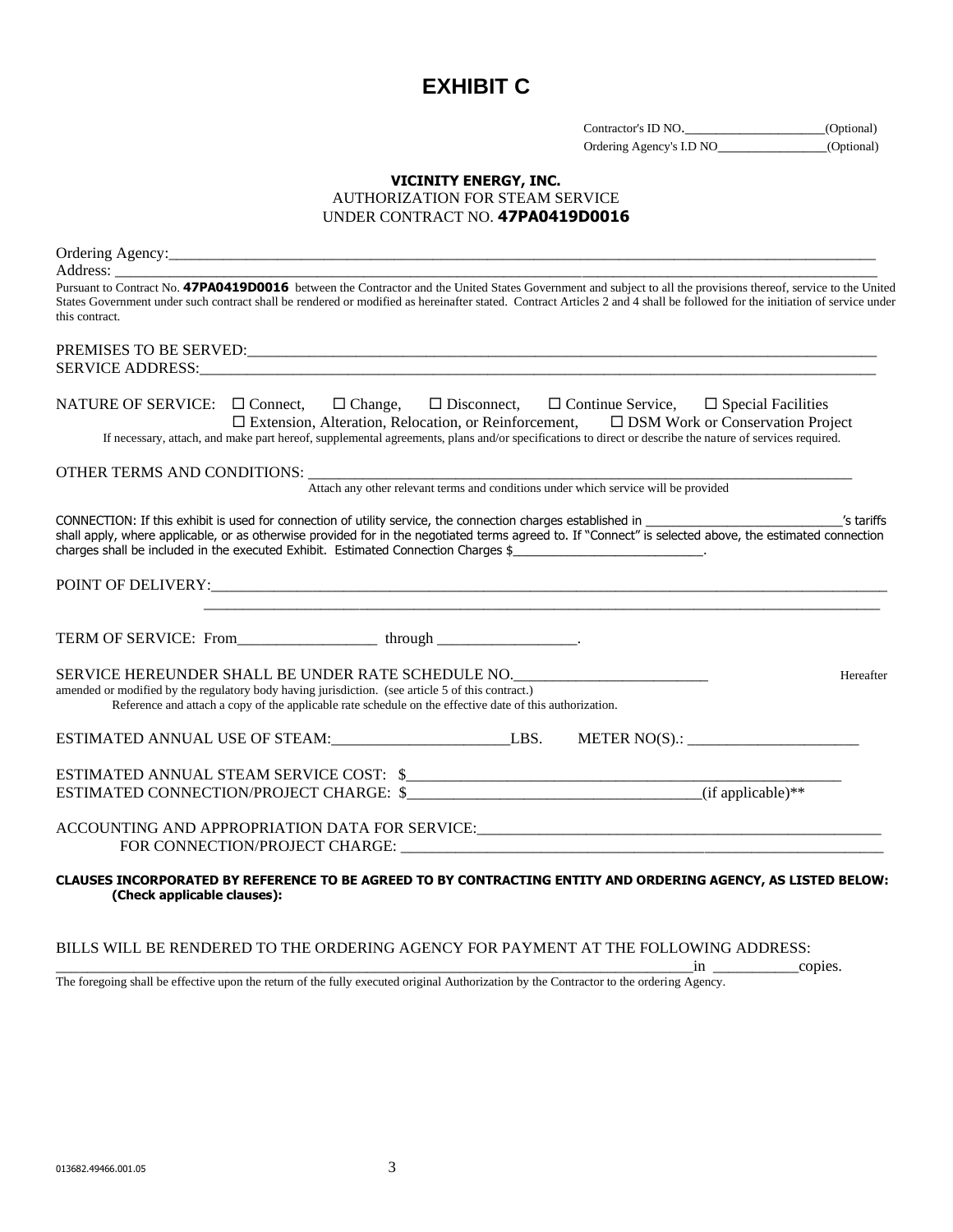# EXHIBIT C

Contractor's ID NO.\_\_\_\_\_\_\_\_\_\_\_\_\_\_\_\_\_\_\_\_\_(Optional)
Ordering Agency's I.D NO\_\_\_\_\_\_\_\_\_\_\_\_\_\_\_\_\_(Optional)

**VICINITY ENERGY, INC.**
AUTHORIZATION FOR STEAM SERVICE
UNDER CONTRACT NO. **47PA0419D0016**

Ordering Agency:\_\_\_\_\_\_\_\_\_\_\_\_\_\_\_\_\_\_\_\_\_\_\_\_\_\_\_\_\_\_\_\_\_\_\_\_\_\_\_\_\_\_\_\_\_\_\_\_\_\_\_\_\_\_\_\_\_\_\_\_\_\_\_\_\_\_\_\_\_\_\_\_\_\_\_\_\_\_\_\_\_\_
Address: \_\_\_\_\_\_\_\_\_\_\_\_\_\_\_\_\_\_\_\_\_\_\_\_\_\_\_\_\_\_\_\_\_\_\_\_\_\_\_\_\_\_\_\_\_\_\_\_\_\_\_\_\_\_\_\_\_\_\_\_\_\_\_\_\_\_\_\_\_\_\_\_\_\_\_\_\_\_\_\_\_\_\_\_\_\_\_

Pursuant to Contract No. **47PA0419D0016** between the Contractor and the United States Government and subject to all the provisions thereof, service to the United States Government under such contract shall be rendered or modified as hereinafter stated. Contract Articles 2 and 4 shall be followed for the initiation of service under this contract.

PREMISES TO BE SERVED:\_\_\_\_\_\_\_\_\_\_\_\_\_\_\_\_\_\_\_\_\_\_\_\_\_\_\_\_\_\_\_\_\_\_\_\_\_\_\_\_\_\_\_\_\_\_\_\_\_\_\_\_\_\_\_\_\_\_\_\_\_\_\_\_\_\_\_\_\_\_\_\_\_\_\_
SERVICE ADDRESS:\_\_\_\_\_\_\_\_\_\_\_\_\_\_\_\_\_\_\_\_\_\_\_\_\_\_\_\_\_\_\_\_\_\_\_\_\_\_\_\_\_\_\_\_\_\_\_\_\_\_\_\_\_\_\_\_\_\_\_\_\_\_\_\_\_\_\_\_\_\_\_\_\_\_\_\_\_\_\_\_

NATURE OF SERVICE: ☐ Connect, ☐ Change, ☐ Disconnect, ☐ Continue Service, ☐ Special Facilities
☐ Extension, Alteration, Relocation, or Reinforcement, ☐ DSM Work or Conservation Project
If necessary, attach, and make part hereof, supplemental agreements, plans and/or specifications to direct or describe the nature of services required.

OTHER TERMS AND CONDITIONS: \_\_\_\_\_\_\_\_\_\_\_\_\_\_\_\_\_\_\_\_\_\_\_\_\_\_\_\_\_\_\_\_\_\_\_\_\_\_\_\_\_\_\_\_\_\_\_\_\_\_\_\_\_\_\_\_\_\_\_\_\_\_\_\_\_\_\_
Attach any other relevant terms and conditions under which service will be provided

CONNECTION: If this exhibit is used for connection of utility service, the connection charges established in \_\_\_\_\_\_\_\_\_\_\_\_\_\_\_\_\_\_\_\_\_\_\_\_\_\_\_\_'s tariffs shall apply, where applicable, or as otherwise provided for in the negotiated terms agreed to. If "Connect" is selected above, the estimated connection charges shall be included in the executed Exhibit. Estimated Connection Charges $\_\_\_\_\_\_\_\_\_\_\_\_\_\_\_\_\_\_\_\_\_\_\_\_\_\_\_\_.

POINT OF DELIVERY:\_\_\_\_\_\_\_\_\_\_\_\_\_\_\_\_\_\_\_\_\_\_\_\_\_\_\_\_\_\_\_\_\_\_\_\_\_\_\_\_\_\_\_\_\_\_\_\_\_\_\_\_\_\_\_\_\_\_\_\_\_\_\_\_\_\_\_\_\_\_\_\_\_\_\_\_\_\_\_\_\_
\_\_\_\_\_\_\_\_\_\_\_\_\_\_\_\_\_\_\_\_\_\_\_\_\_\_\_\_\_\_\_\_\_\_\_\_\_\_\_\_\_\_\_\_\_\_\_\_\_\_\_\_\_\_\_\_\_\_\_\_\_\_\_\_\_\_\_\_\_\_\_\_\_\_\_\_\_\_\_\_\_\_\_\_\_\_\_\_\_\_

TERM OF SERVICE: From\_\_\_\_\_\_\_\_\_\_\_\_\_\_\_\_\_\_ through \_\_\_\_\_\_\_\_\_\_\_\_\_\_\_\_\_\_.

SERVICE HEREUNDER SHALL BE UNDER RATE SCHEDULE NO.\_\_\_\_\_\_\_\_\_\_\_\_\_\_\_\_\_\_\_\_\_\_\_\_\_\_ Hereafter amended or modified by the regulatory body having jurisdiction. (see article 5 of this contract.)
Reference and attach a copy of the applicable rate schedule on the effective date of this authorization.

ESTIMATED ANNUAL USE OF STEAM:\_\_\_\_\_\_\_\_\_\_\_\_\_\_\_\_\_\_\_\_\_\_\_LBS. METER NO(S).: \_\_\_\_\_\_\_\_\_\_\_\_\_\_\_\_\_\_\_\_\_\_

ESTIMATED ANNUAL STEAM SERVICE COST: $\_\_\_\_\_\_\_\_\_\_\_\_\_\_\_\_\_\_\_\_\_\_\_\_\_\_\_\_\_\_\_\_\_\_\_\_\_\_\_\_\_\_\_\_\_\_\_\_\_\_\_\_\_\_\_\_\_\_\_
ESTIMATED CONNECTION/PROJECT CHARGE: $\_\_\_\_\_\_\_\_\_\_\_\_\_\_\_\_\_\_\_\_\_\_\_\_\_\_\_\_\_\_\_\_\_\_\_\_\_\_(if applicable)**

ACCOUNTING AND APPROPRIATION DATA FOR SERVICE:\_\_\_\_\_\_\_\_\_\_\_\_\_\_\_\_\_\_\_\_\_\_\_\_\_\_\_\_\_\_\_\_\_\_\_\_\_\_\_\_\_\_\_\_\_\_\_\_\_\_\_\_\_\_
FOR CONNECTION/PROJECT CHARGE: \_\_\_\_\_\_\_\_\_\_\_\_\_\_\_\_\_\_\_\_\_\_\_\_\_\_\_\_\_\_\_\_\_\_\_\_\_\_\_\_\_\_\_\_\_\_\_\_\_\_\_\_\_\_\_\_\_\_\_\_\_\_\_

**CLAUSES INCORPORATED BY REFERENCE TO BE AGREED TO BY CONTRACTING ENTITY AND ORDERING AGENCY, AS LISTED BELOW: (Check applicable clauses):**

BILLS WILL BE RENDERED TO THE ORDERING AGENCY FOR PAYMENT AT THE FOLLOWING ADDRESS:
\_\_\_\_\_\_\_\_\_\_\_\_\_\_\_\_\_\_\_\_\_\_\_\_\_\_\_\_\_\_\_\_\_\_\_\_\_\_\_\_\_\_\_\_\_\_\_\_\_\_\_\_\_\_\_\_\_\_\_\_\_\_\_\_\_\_\_\_\_\_\_\_\_\_\_\_\_\_\_\_\_\_\_\_in \_\_\_\_\_\_\_\_\_\_\_copies.
The foregoing shall be effective upon the return of the fully executed original Authorization by the Contractor to the ordering Agency.

013682.49466.001.05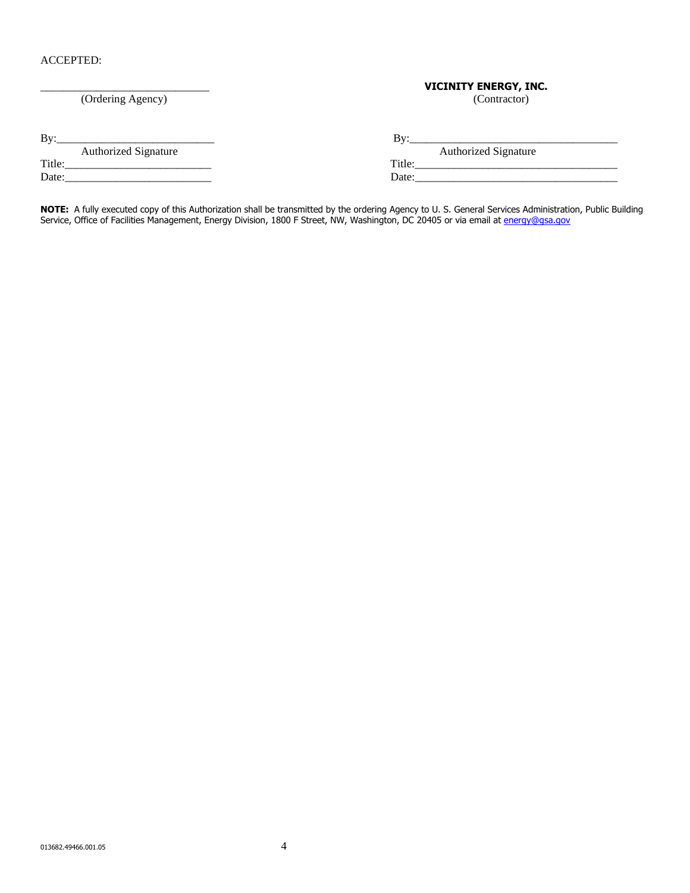ACCEPTED:

| _______________________________ (Ordering Agency) | **VICINITY ENERGY, INC.** (Contractor) |
| --- | --- |
| By:____________________________ Authorized Signature | By:____________________________________ Authorized Signature |
| Title:__________________________ | Title:___________________________________ |
| Date:__________________________ | Date:___________________________________ |

**NOTE:** A fully executed copy of this Authorization shall be transmitted by the ordering Agency to U. S. General Services Administration, Public Building Service, Office of Facilities Management, Energy Division, 1800 F Street, NW, Washington, DC 20405 or via email at energy@gsa.gov

013682.49466.001.05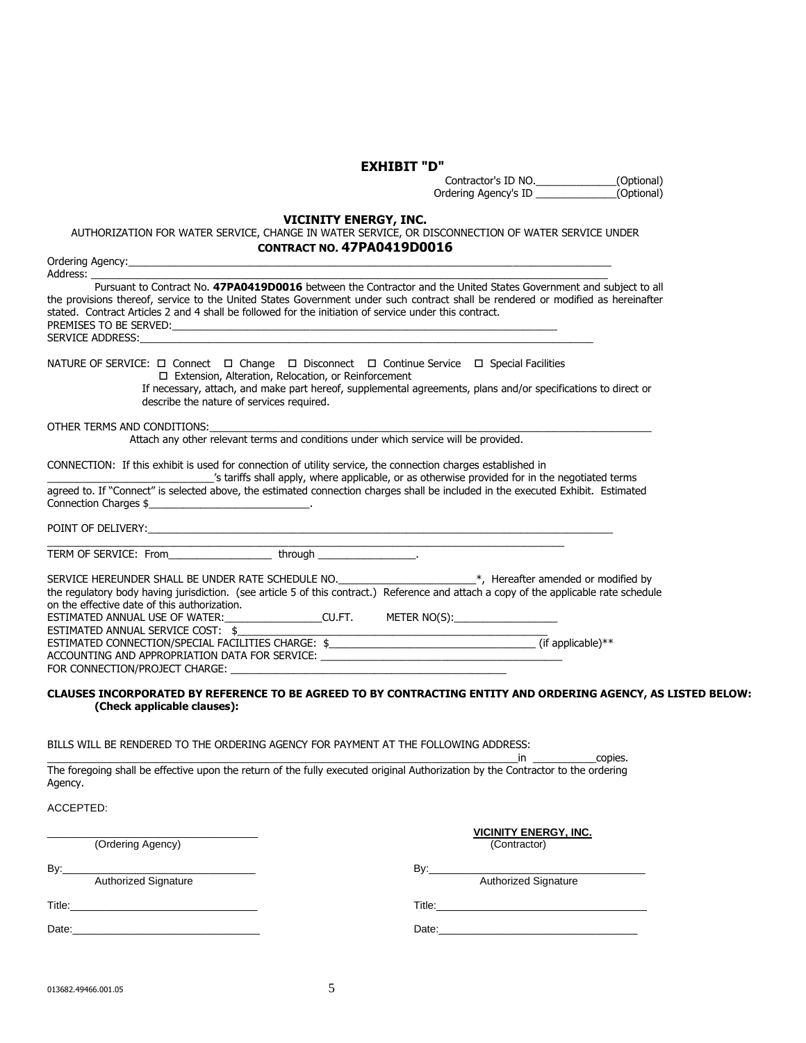# EXHIBIT "D"

Contractor's ID NO.______________(Optional)
Ordering Agency's ID ______________(Optional)

## VICINITY ENERGY, INC.

AUTHORIZATION FOR WATER SERVICE, CHANGE IN WATER SERVICE, OR DISCONNECTION OF WATER SERVICE UNDER

**CONTRACT NO. 47PA0419D0016**

Ordering Agency:______________________________________________________________________________

Address: _____________________________________________________________________________________

Pursuant to Contract No. **47PA0419D0016** between the Contractor and the United States Government and subject to all the provisions thereof, service to the United States Government under such contract shall be rendered or modified as hereinafter stated. Contract Articles 2 and 4 shall be followed for the initiation of service under this contract.

PREMISES TO BE SERVED:_____________________________________________________________________

SERVICE ADDRESS:__________________________________________________________________________

NATURE OF SERVICE: ☐ Connect ☐ Change ☐ Disconnect ☐ Continue Service ☐ Special Facilities
☐ Extension, Alteration, Relocation, or Reinforcement

If necessary, attach, and make part hereof, supplemental agreements, plans and/or specifications to direct or describe the nature of services required.

OTHER TERMS AND CONDITIONS:_____________________________________________________________

Attach any other relevant terms and conditions under which service will be provided.

CONNECTION: If this exhibit is used for connection of utility service, the connection charges established in ____________________________'s tariffs shall apply, where applicable, or as otherwise provided for in the negotiated terms agreed to. If "Connect" is selected above, the estimated connection charges shall be included in the executed Exhibit. Estimated Connection Charges $____________________________.

POINT OF DELIVERY:_________________________________________________________________________

_____________________________________________________________________________________________

TERM OF SERVICE: From__________________ through _________________.

SERVICE HEREUNDER SHALL BE UNDER RATE SCHEDULE NO.________________________*, Hereafter amended or modified by the regulatory body having jurisdiction. (see article 5 of this contract.) Reference and attach a copy of the applicable rate schedule on the effective date of this authorization.

ESTIMATED ANNUAL USE OF WATER:_________________CU.FT. METER NO(S):__________________

ESTIMATED ANNUAL SERVICE COST: $_____________________________________________________

ESTIMATED CONNECTION/SPECIAL FACILITIES CHARGE: $___________________________________ (if applicable)**

ACCOUNTING AND APPROPRIATION DATA FOR SERVICE: ___________________________________________

FOR CONNECTION/PROJECT CHARGE: __________________________________________________

**CLAUSES INCORPORATED BY REFERENCE TO BE AGREED TO BY CONTRACTING ENTITY AND ORDERING AGENCY, AS LISTED BELOW: (Check applicable clauses):**

BILLS WILL BE RENDERED TO THE ORDERING AGENCY FOR PAYMENT AT THE FOLLOWING ADDRESS:

_____________________________________________________________________________in ___________copies.

The foregoing shall be effective upon the return of the fully executed original Authorization by the Contractor to the ordering Agency.

ACCEPTED:

| | |
|---|---|
| ___________________________________ (Ordering Agency) | **VICINITY ENERGY, INC.** (Contractor) |
| By:________________________________ Authorized Signature | By:____________________________________ Authorized Signature |
| Title:_______________________________ | Title:____________________________________ |
| Date:_______________________________ | Date:___________________________________ |

013682.49466.001.05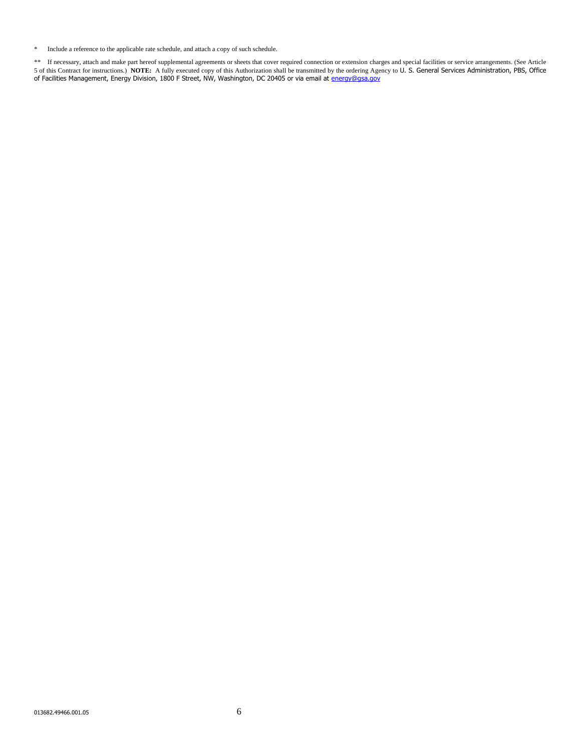*    Include a reference to the applicable rate schedule, and attach a copy of such schedule.

**    If necessary, attach and make part hereof supplemental agreements or sheets that cover required connection or extension charges and special facilities or service arrangements. (See Article 5 of this Contract for instructions.) **NOTE:** A fully executed copy of this Authorization shall be transmitted by the ordering Agency to U. S. General Services Administration, PBS, Office of Facilities Management, Energy Division, 1800 F Street, NW, Washington, DC 20405 or via email at energy@gsa.gov

013682.49466.001.05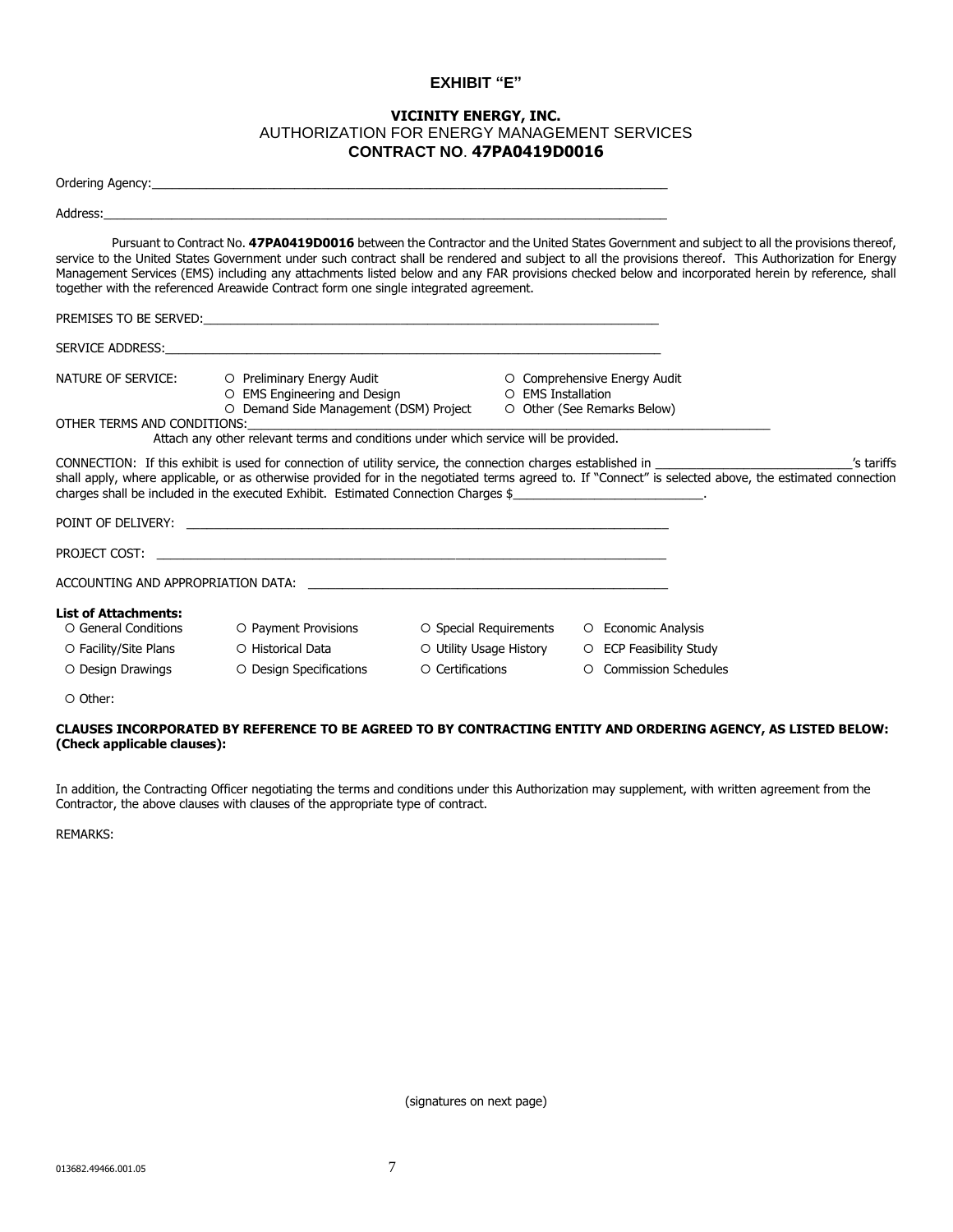# EXHIBIT "E"

## VICINITY ENERGY, INC.
AUTHORIZATION FOR ENERGY MANAGEMENT SERVICES
**CONTRACT NO. 47PA0419D0016**

Ordering Agency:______________________________________________________________________________

Address:______________________________________________________________________________________

Pursuant to Contract No. **47PA0419D0016** between the Contractor and the United States Government and subject to all the provisions thereof, service to the United States Government under such contract shall be rendered and subject to all the provisions thereof. This Authorization for Energy Management Services (EMS) including any attachments listed below and any FAR provisions checked below and incorporated herein by reference, shall together with the referenced Areawide Contract form one single integrated agreement.

PREMISES TO BE SERVED:_______________________________________________________________________

SERVICE ADDRESS:____________________________________________________________________________

NATURE OF SERVICE:
- O Preliminary Energy Audit
- O Comprehensive Energy Audit
- O EMS Engineering and Design
- O EMS Installation
- O Demand Side Management (DSM) Project
- O Other (See Remarks Below)

OTHER TERMS AND CONDITIONS:____________________________________________________________________
Attach any other relevant terms and conditions under which service will be provided.

CONNECTION: If this exhibit is used for connection of utility service, the connection charges established in ____________________________'s tariffs shall apply, where applicable, or as otherwise provided for in the negotiated terms agreed to. If "Connect" is selected above, the estimated connection charges shall be included in the executed Exhibit. Estimated Connection Charges $____________________________.

POINT OF DELIVERY: ____________________________________________________________________________

PROJECT COST: ________________________________________________________________________________

ACCOUNTING AND APPROPRIATION DATA: ____________________________________________________________

**List of Attachments:**

| | | | |
|---|---|---|---|
| O General Conditions | O Payment Provisions | O Special Requirements | O Economic Analysis |
| O Facility/Site Plans | O Historical Data | O Utility Usage History | O ECP Feasibility Study |
| O Design Drawings | O Design Specifications | O Certifications | O Commission Schedules |

O Other:

**CLAUSES INCORPORATED BY REFERENCE TO BE AGREED TO BY CONTRACTING ENTITY AND ORDERING AGENCY, AS LISTED BELOW: (Check applicable clauses):**

In addition, the Contracting Officer negotiating the terms and conditions under this Authorization may supplement, with written agreement from the Contractor, the above clauses with clauses of the appropriate type of contract.

REMARKS:

(signatures on next page)

013682.49466.001.05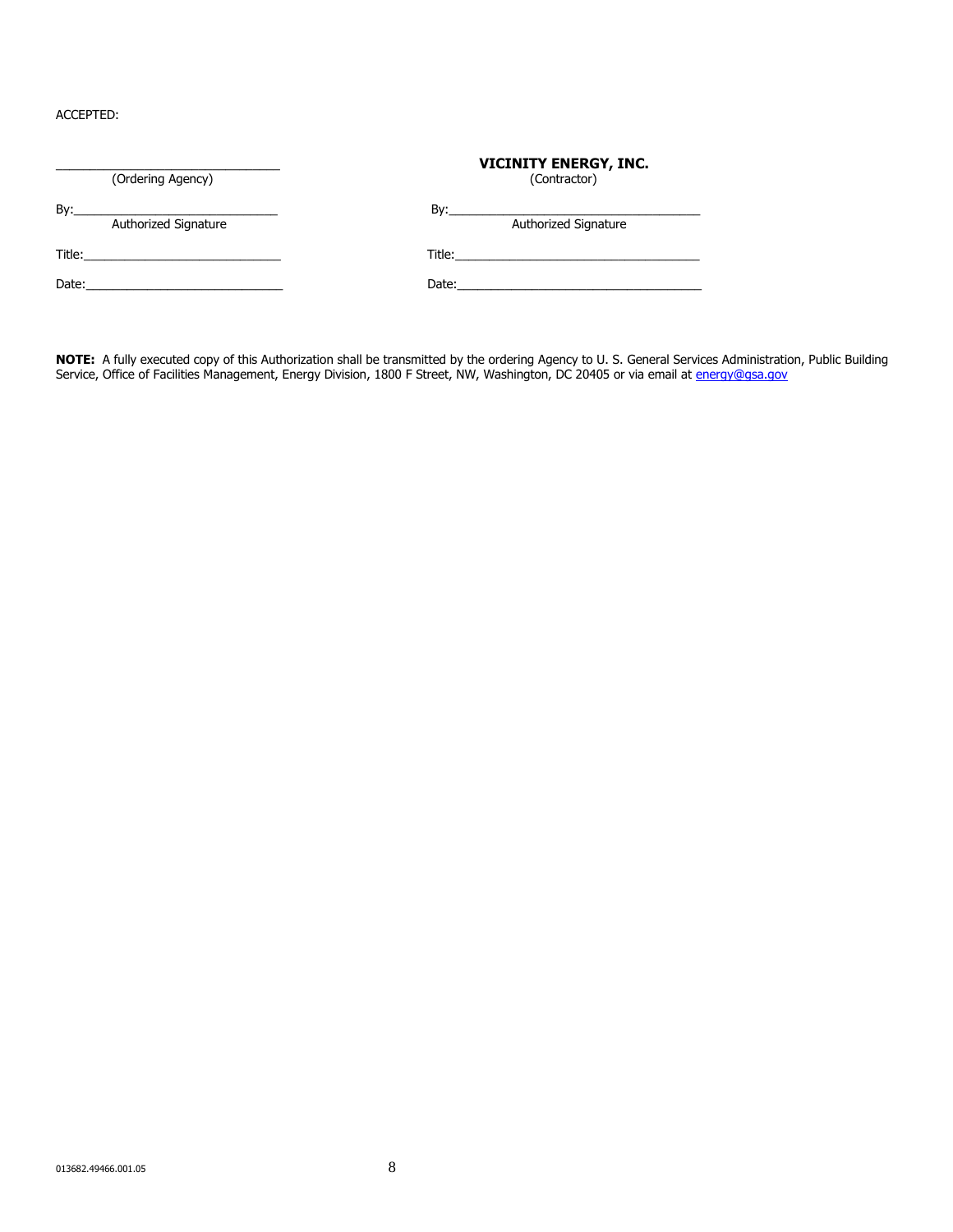ACCEPTED:

| ________________________________ (Ordering Agency) | **VICINITY ENERGY, INC.** (Contractor) |
|---|---|
| By:______________________________ Authorized Signature | By:____________________________________ Authorized Signature |
| Title:____________________________ | Title:___________________________________ |
| Date:____________________________ | Date:___________________________________ |

**NOTE:** A fully executed copy of this Authorization shall be transmitted by the ordering Agency to U. S. General Services Administration, Public Building Service, Office of Facilities Management, Energy Division, 1800 F Street, NW, Washington, DC 20405 or via email at energy@gsa.gov

013682.49466.001.05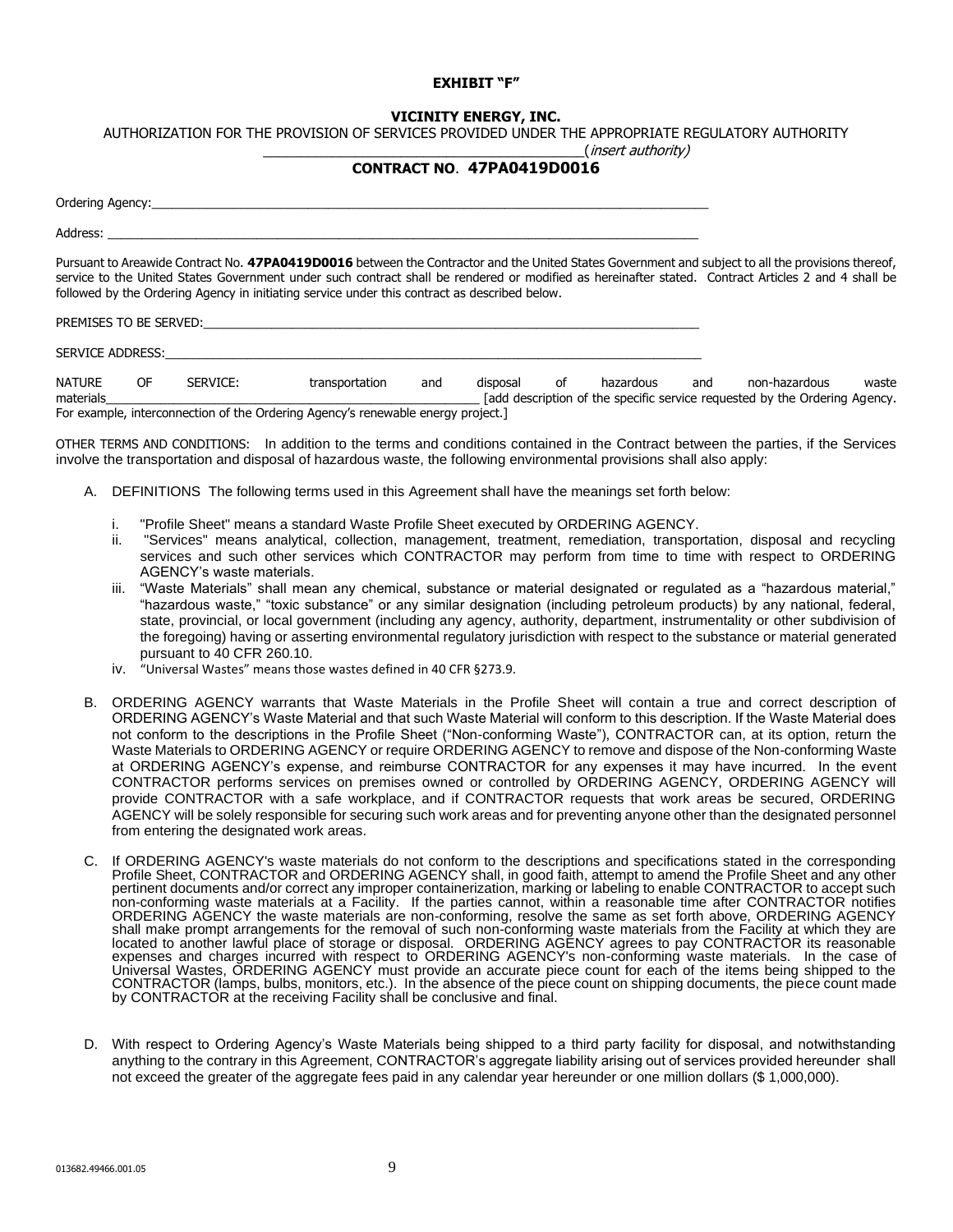**EXHIBIT "F"**

**VICINITY ENERGY, INC.**

AUTHORIZATION FOR THE PROVISION OF SERVICES PROVIDED UNDER THE APPROPRIATE REGULATORY AUTHORITY

__________________________________________(*insert authority)*

**CONTRACT NO. 47PA0419D0016**

Ordering Agency:___________________________________________________________________________________

Address: _________________________________________________________________________________________

Pursuant to Areawide Contract No. **47PA0419D0016** between the Contractor and the United States Government and subject to all the provisions thereof, service to the United States Government under such contract shall be rendered or modified as hereinafter stated. Contract Articles 2 and 4 shall be followed by the Ordering Agency in initiating service under this contract as described below.

PREMISES TO BE SERVED:_____________________________________________________________________________

SERVICE ADDRESS:__________________________________________________________________________________

NATURE OF SERVICE: transportation and disposal of hazardous and non-hazardous waste materials_________________________________________________________ [add description of the specific service requested by the Ordering Agency. For example, interconnection of the Ordering Agency's renewable energy project.]

OTHER TERMS AND CONDITIONS: In addition to the terms and conditions contained in the Contract between the parties, if the Services involve the transportation and disposal of hazardous waste, the following environmental provisions shall also apply:

A. DEFINITIONS The following terms used in this Agreement shall have the meanings set forth below:

   i. "Profile Sheet" means a standard Waste Profile Sheet executed by ORDERING AGENCY.
   ii. "Services" means analytical, collection, management, treatment, remediation, transportation, disposal and recycling services and such other services which CONTRACTOR may perform from time to time with respect to ORDERING AGENCY's waste materials.
   iii. "Waste Materials" shall mean any chemical, substance or material designated or regulated as a "hazardous material," "hazardous waste," "toxic substance" or any similar designation (including petroleum products) by any national, federal, state, provincial, or local government (including any agency, authority, department, instrumentality or other subdivision of the foregoing) having or asserting environmental regulatory jurisdiction with respect to the substance or material generated pursuant to 40 CFR 260.10.
   iv. "Universal Wastes" means those wastes defined in 40 CFR §273.9.

B. ORDERING AGENCY warrants that Waste Materials in the Profile Sheet will contain a true and correct description of ORDERING AGENCY's Waste Material and that such Waste Material will conform to this description. If the Waste Material does not conform to the descriptions in the Profile Sheet ("Non-conforming Waste"), CONTRACTOR can, at its option, return the Waste Materials to ORDERING AGENCY or require ORDERING AGENCY to remove and dispose of the Non-conforming Waste at ORDERING AGENCY's expense, and reimburse CONTRACTOR for any expenses it may have incurred. In the event CONTRACTOR performs services on premises owned or controlled by ORDERING AGENCY, ORDERING AGENCY will provide CONTRACTOR with a safe workplace, and if CONTRACTOR requests that work areas be secured, ORDERING AGENCY will be solely responsible for securing such work areas and for preventing anyone other than the designated personnel from entering the designated work areas.

C. If ORDERING AGENCY's waste materials do not conform to the descriptions and specifications stated in the corresponding Profile Sheet, CONTRACTOR and ORDERING AGENCY shall, in good faith, attempt to amend the Profile Sheet and any other pertinent documents and/or correct any improper containerization, marking or labeling to enable CONTRACTOR to accept such non-conforming waste materials at a Facility. If the parties cannot, within a reasonable time after CONTRACTOR notifies ORDERING AGENCY the waste materials are non-conforming, resolve the same as set forth above, ORDERING AGENCY shall make prompt arrangements for the removal of such non-conforming waste materials from the Facility at which they are located to another lawful place of storage or disposal. ORDERING AGENCY agrees to pay CONTRACTOR its reasonable expenses and charges incurred with respect to ORDERING AGENCY's non-conforming waste materials. In the case of Universal Wastes, ORDERING AGENCY must provide an accurate piece count for each of the items being shipped to the CONTRACTOR (lamps, bulbs, monitors, etc.). In the absence of the piece count on shipping documents, the piece count made by CONTRACTOR at the receiving Facility shall be conclusive and final.

D. With respect to Ordering Agency's Waste Materials being shipped to a third party facility for disposal, and notwithstanding anything to the contrary in this Agreement, CONTRACTOR's aggregate liability arising out of services provided hereunder shall not exceed the greater of the aggregate fees paid in any calendar year hereunder or one million dollars ($ 1,000,000).

013682.49466.001.05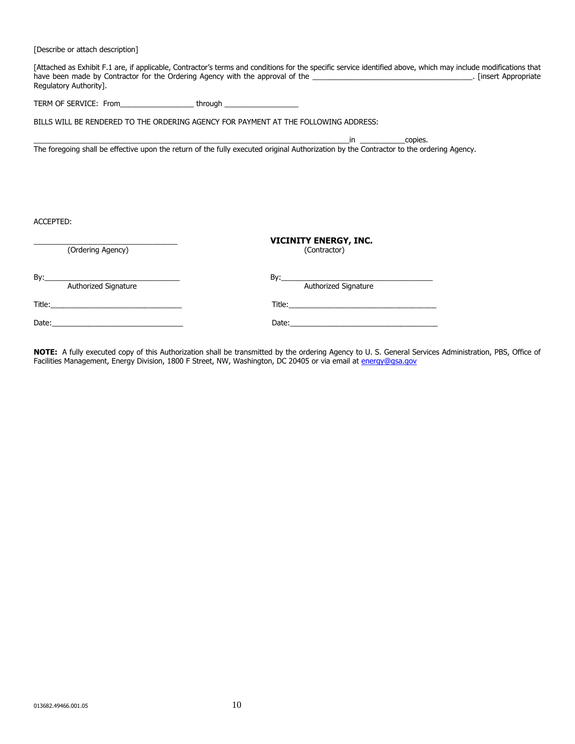[Describe or attach description]

[Attached as Exhibit F.1 are, if applicable, Contractor's terms and conditions for the specific service identified above, which may include modifications that have been made by Contractor for the Ordering Agency with the approval of the ________________________________________. [insert Appropriate Regulatory Authority].

TERM OF SERVICE: From__________________ through __________________

BILLS WILL BE RENDERED TO THE ORDERING AGENCY FOR PAYMENT AT THE FOLLOWING ADDRESS:

_____________________________________________________________________________in ___________copies.

The foregoing shall be effective upon the return of the fully executed original Authorization by the Contractor to the ordering Agency.

ACCEPTED:

| | |
|---|---|
| ___________________________________ (Ordering Agency) | **VICINITY ENERGY, INC.** (Contractor) |
| By:_________________________________ Authorized Signature | By:____________________________________ Authorized Signature |
| Title:________________________________ | Title:____________________________________ |
| Date:________________________________ | Date:____________________________________ |

**NOTE:** A fully executed copy of this Authorization shall be transmitted by the ordering Agency to U. S. General Services Administration, PBS, Office of Facilities Management, Energy Division, 1800 F Street, NW, Washington, DC 20405 or via email at energy@gsa.gov

013682.49466.001.05